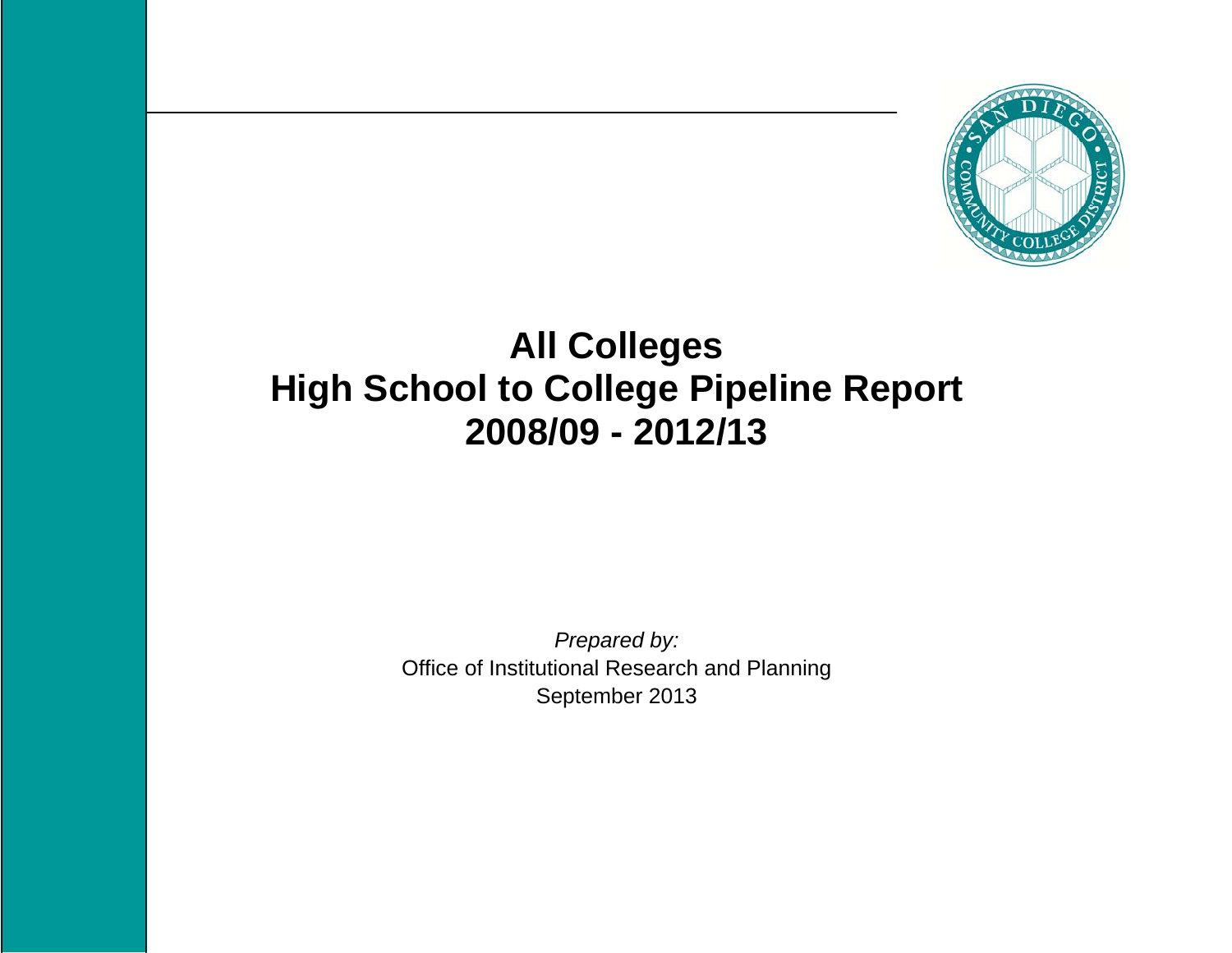# All Colleges
# High School to College Pipeline Report
# 2008/09 - 2012/13

*Prepared by:*
Office of Institutional Research and Planning
September 2013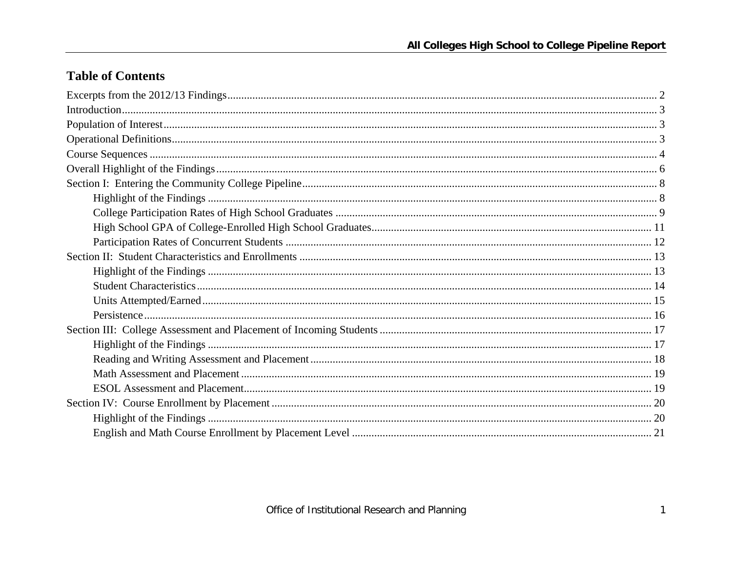## Table of Contents

- Excerpts from the 2012/13 Findings ... 2
- Introduction ... 3
- Population of Interest ... 3
- Operational Definitions ... 3
- Course Sequences ... 4
- Overall Highlight of the Findings ... 6
- Section I: Entering the Community College Pipeline ... 8
  - Highlight of the Findings ... 8
  - College Participation Rates of High School Graduates ... 9
  - High School GPA of College-Enrolled High School Graduates ... 11
  - Participation Rates of Concurrent Students ... 12
- Section II: Student Characteristics and Enrollments ... 13
  - Highlight of the Findings ... 13
  - Student Characteristics ... 14
  - Units Attempted/Earned ... 15
  - Persistence ... 16
- Section III: College Assessment and Placement of Incoming Students ... 17
  - Highlight of the Findings ... 17
  - Reading and Writing Assessment and Placement ... 18
  - Math Assessment and Placement ... 19
  - ESOL Assessment and Placement ... 19
- Section IV: Course Enrollment by Placement ... 20
  - Highlight of the Findings ... 20
  - English and Math Course Enrollment by Placement Level ... 21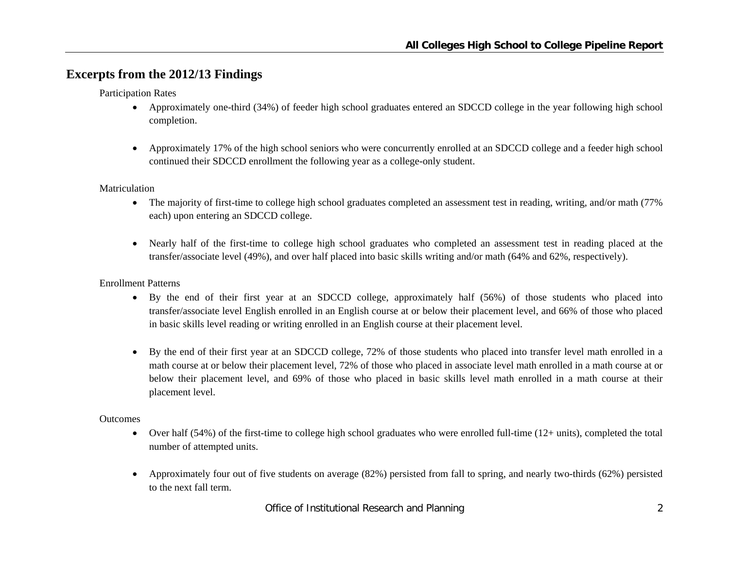## Excerpts from the 2012/13 Findings

Participation Rates

- Approximately one-third (34%) of feeder high school graduates entered an SDCCD college in the year following high school completion.
- Approximately 17% of the high school seniors who were concurrently enrolled at an SDCCD college and a feeder high school continued their SDCCD enrollment the following year as a college-only student.

Matriculation

- The majority of first-time to college high school graduates completed an assessment test in reading, writing, and/or math (77% each) upon entering an SDCCD college.
- Nearly half of the first-time to college high school graduates who completed an assessment test in reading placed at the transfer/associate level (49%), and over half placed into basic skills writing and/or math (64% and 62%, respectively).

Enrollment Patterns

- By the end of their first year at an SDCCD college, approximately half (56%) of those students who placed into transfer/associate level English enrolled in an English course at or below their placement level, and 66% of those who placed in basic skills level reading or writing enrolled in an English course at their placement level.
- By the end of their first year at an SDCCD college, 72% of those students who placed into transfer level math enrolled in a math course at or below their placement level, 72% of those who placed in associate level math enrolled in a math course at or below their placement level, and 69% of those who placed in basic skills level math enrolled in a math course at their placement level.

Outcomes

- Over half (54%) of the first-time to college high school graduates who were enrolled full-time (12+ units), completed the total number of attempted units.
- Approximately four out of five students on average (82%) persisted from fall to spring, and nearly two-thirds (62%) persisted to the next fall term.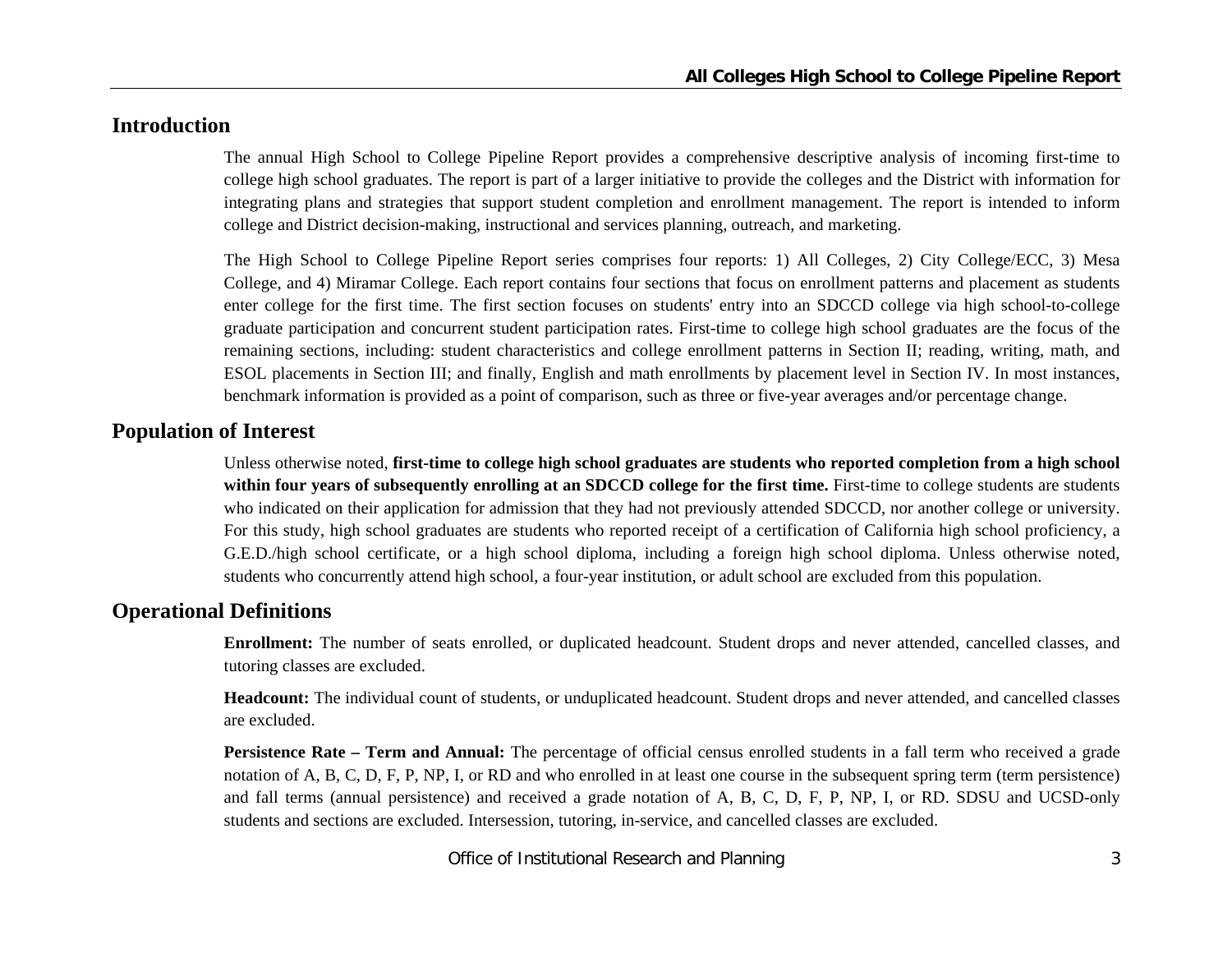## Introduction

The annual High School to College Pipeline Report provides a comprehensive descriptive analysis of incoming first-time to college high school graduates. The report is part of a larger initiative to provide the colleges and the District with information for integrating plans and strategies that support student completion and enrollment management. The report is intended to inform college and District decision-making, instructional and services planning, outreach, and marketing.

The High School to College Pipeline Report series comprises four reports: 1) All Colleges, 2) City College/ECC, 3) Mesa College, and 4) Miramar College. Each report contains four sections that focus on enrollment patterns and placement as students enter college for the first time. The first section focuses on students' entry into an SDCCD college via high school-to-college graduate participation and concurrent student participation rates. First-time to college high school graduates are the focus of the remaining sections, including: student characteristics and college enrollment patterns in Section II; reading, writing, math, and ESOL placements in Section III; and finally, English and math enrollments by placement level in Section IV. In most instances, benchmark information is provided as a point of comparison, such as three or five-year averages and/or percentage change.

## Population of Interest

Unless otherwise noted, **first-time to college high school graduates are students who reported completion from a high school within four years of subsequently enrolling at an SDCCD college for the first time.** First-time to college students are students who indicated on their application for admission that they had not previously attended SDCCD, nor another college or university. For this study, high school graduates are students who reported receipt of a certification of California high school proficiency, a G.E.D./high school certificate, or a high school diploma, including a foreign high school diploma. Unless otherwise noted, students who concurrently attend high school, a four-year institution, or adult school are excluded from this population.

## Operational Definitions

**Enrollment:** The number of seats enrolled, or duplicated headcount. Student drops and never attended, cancelled classes, and tutoring classes are excluded.

**Headcount:** The individual count of students, or unduplicated headcount. Student drops and never attended, and cancelled classes are excluded.

**Persistence Rate – Term and Annual:** The percentage of official census enrolled students in a fall term who received a grade notation of A, B, C, D, F, P, NP, I, or RD and who enrolled in at least one course in the subsequent spring term (term persistence) and fall terms (annual persistence) and received a grade notation of A, B, C, D, F, P, NP, I, or RD. SDSU and UCSD-only students and sections are excluded. Intersession, tutoring, in-service, and cancelled classes are excluded.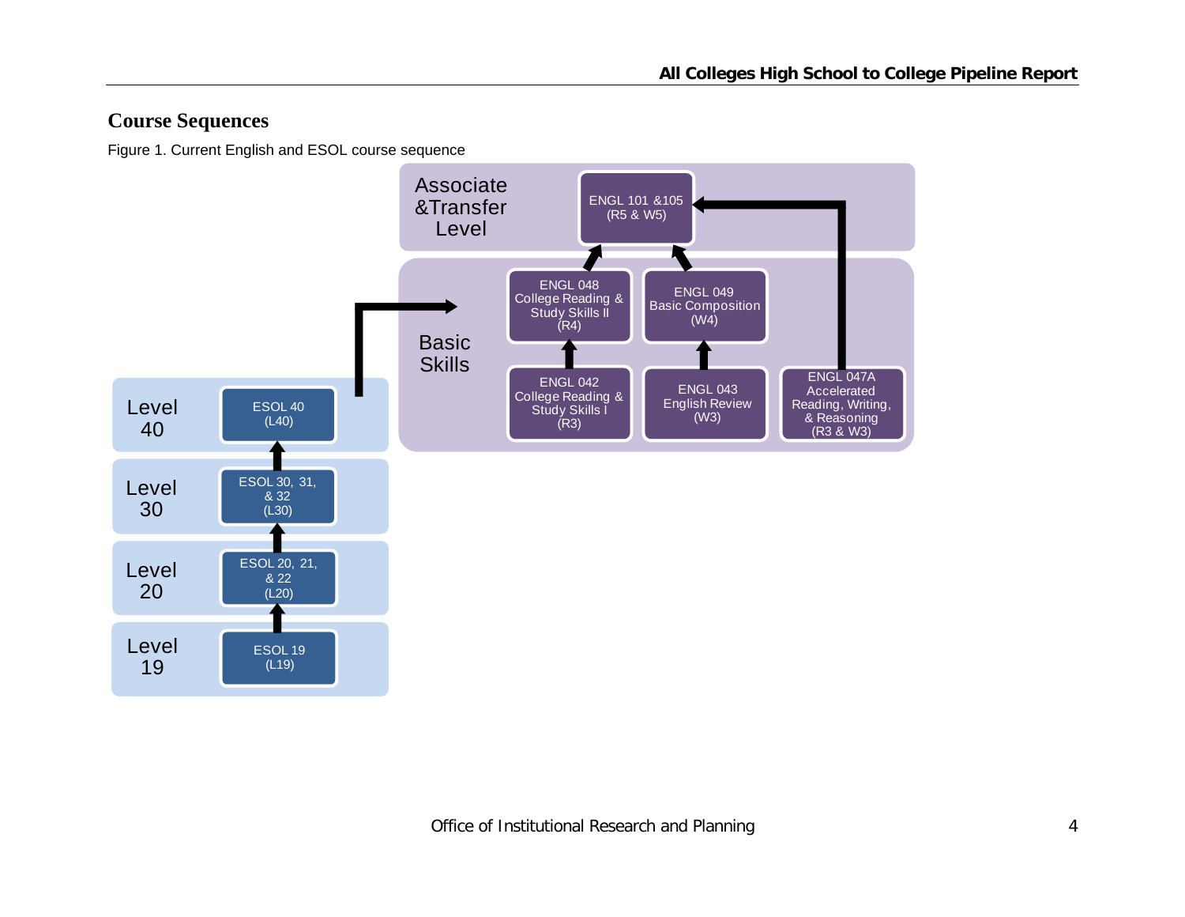## Course Sequences

Figure 1. Current English and ESOL course sequence

Associate &Transfer Level

ENGL 101 &105 (R5 & W5)

Basic Skills

ENGL 048 College Reading & Study Skills II (R4)

ENGL 049 Basic Composition (W4)

ENGL 042 College Reading & Study Skills I (R3)

ENGL 043 English Review (W3)

ENGL 047A Accelerated Reading, Writing, & Reasoning (R3 & W3)

Level 40 — ESOL 40 (L40)

Level 30 — ESOL 30, 31, & 32 (L30)

Level 20 — ESOL 20, 21, & 22 (L20)

Level 19 — ESOL 19 (L19)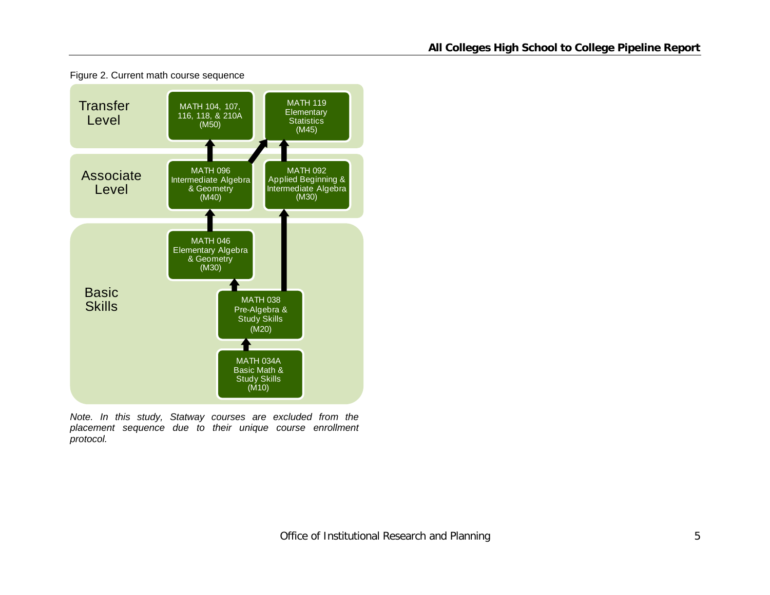Figure 2. Current math course sequence

**Transfer Level**

- MATH 104, 107, 116, 118, & 210A (M50)
- MATH 119 Elementary Statistics (M45)

**Associate Level**

- MATH 096 Intermediate Algebra & Geometry (M40)
- MATH 092 Applied Beginning & Intermediate Algebra (M30)

**Basic Skills**

- MATH 046 Elementary Algebra & Geometry (M30)
- MATH 038 Pre-Algebra & Study Skills (M20)
- MATH 034A Basic Math & Study Skills (M10)

*Note. In this study, Statway courses are excluded from the placement sequence due to their unique course enrollment protocol.*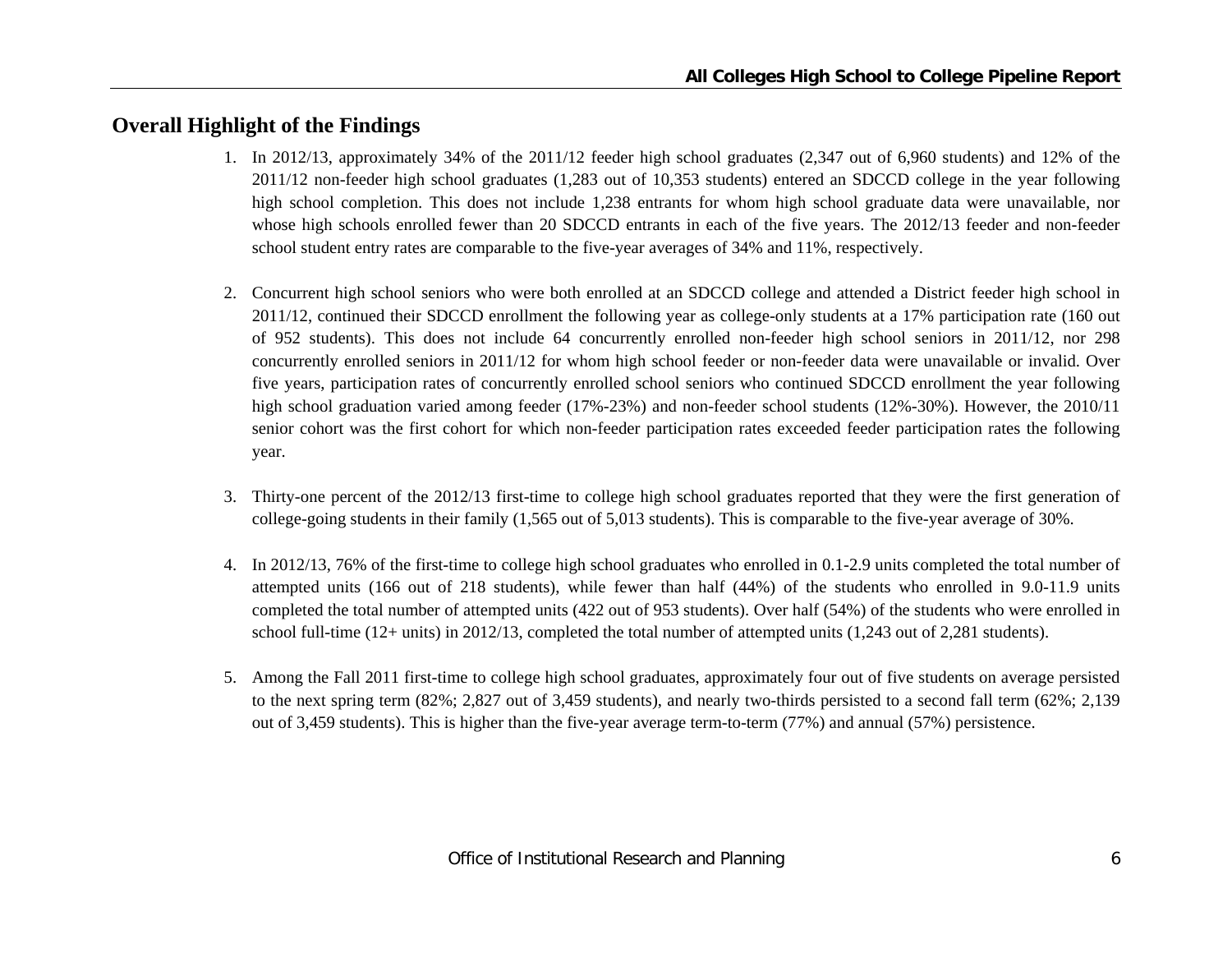## Overall Highlight of the Findings

1. In 2012/13, approximately 34% of the 2011/12 feeder high school graduates (2,347 out of 6,960 students) and 12% of the 2011/12 non-feeder high school graduates (1,283 out of 10,353 students) entered an SDCCD college in the year following high school completion. This does not include 1,238 entrants for whom high school graduate data were unavailable, nor whose high schools enrolled fewer than 20 SDCCD entrants in each of the five years. The 2012/13 feeder and non-feeder school student entry rates are comparable to the five-year averages of 34% and 11%, respectively.

2. Concurrent high school seniors who were both enrolled at an SDCCD college and attended a District feeder high school in 2011/12, continued their SDCCD enrollment the following year as college-only students at a 17% participation rate (160 out of 952 students). This does not include 64 concurrently enrolled non-feeder high school seniors in 2011/12, nor 298 concurrently enrolled seniors in 2011/12 for whom high school feeder or non-feeder data were unavailable or invalid. Over five years, participation rates of concurrently enrolled school seniors who continued SDCCD enrollment the year following high school graduation varied among feeder (17%-23%) and non-feeder school students (12%-30%). However, the 2010/11 senior cohort was the first cohort for which non-feeder participation rates exceeded feeder participation rates the following year.

3. Thirty-one percent of the 2012/13 first-time to college high school graduates reported that they were the first generation of college-going students in their family (1,565 out of 5,013 students). This is comparable to the five-year average of 30%.

4. In 2012/13, 76% of the first-time to college high school graduates who enrolled in 0.1-2.9 units completed the total number of attempted units (166 out of 218 students), while fewer than half (44%) of the students who enrolled in 9.0-11.9 units completed the total number of attempted units (422 out of 953 students). Over half (54%) of the students who were enrolled in school full-time (12+ units) in 2012/13, completed the total number of attempted units (1,243 out of 2,281 students).

5. Among the Fall 2011 first-time to college high school graduates, approximately four out of five students on average persisted to the next spring term (82%; 2,827 out of 3,459 students), and nearly two-thirds persisted to a second fall term (62%; 2,139 out of 3,459 students). This is higher than the five-year average term-to-term (77%) and annual (57%) persistence.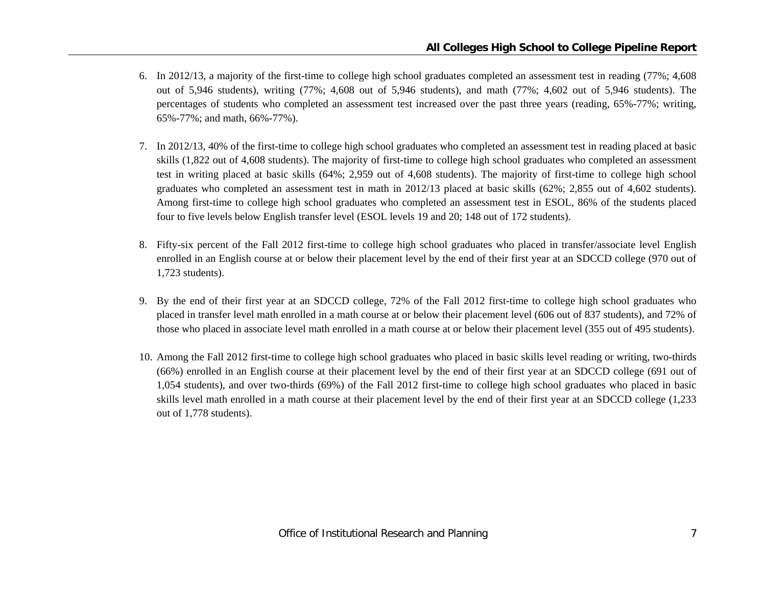6. In 2012/13, a majority of the first-time to college high school graduates completed an assessment test in reading (77%; 4,608 out of 5,946 students), writing (77%; 4,608 out of 5,946 students), and math (77%; 4,602 out of 5,946 students). The percentages of students who completed an assessment test increased over the past three years (reading, 65%-77%; writing, 65%-77%; and math, 66%-77%).

7. In 2012/13, 40% of the first-time to college high school graduates who completed an assessment test in reading placed at basic skills (1,822 out of 4,608 students). The majority of first-time to college high school graduates who completed an assessment test in writing placed at basic skills (64%; 2,959 out of 4,608 students). The majority of first-time to college high school graduates who completed an assessment test in math in 2012/13 placed at basic skills (62%; 2,855 out of 4,602 students). Among first-time to college high school graduates who completed an assessment test in ESOL, 86% of the students placed four to five levels below English transfer level (ESOL levels 19 and 20; 148 out of 172 students).

8. Fifty-six percent of the Fall 2012 first-time to college high school graduates who placed in transfer/associate level English enrolled in an English course at or below their placement level by the end of their first year at an SDCCD college (970 out of 1,723 students).

9. By the end of their first year at an SDCCD college, 72% of the Fall 2012 first-time to college high school graduates who placed in transfer level math enrolled in a math course at or below their placement level (606 out of 837 students), and 72% of those who placed in associate level math enrolled in a math course at or below their placement level (355 out of 495 students).

10. Among the Fall 2012 first-time to college high school graduates who placed in basic skills level reading or writing, two-thirds (66%) enrolled in an English course at their placement level by the end of their first year at an SDCCD college (691 out of 1,054 students), and over two-thirds (69%) of the Fall 2012 first-time to college high school graduates who placed in basic skills level math enrolled in a math course at their placement level by the end of their first year at an SDCCD college (1,233 out of 1,778 students).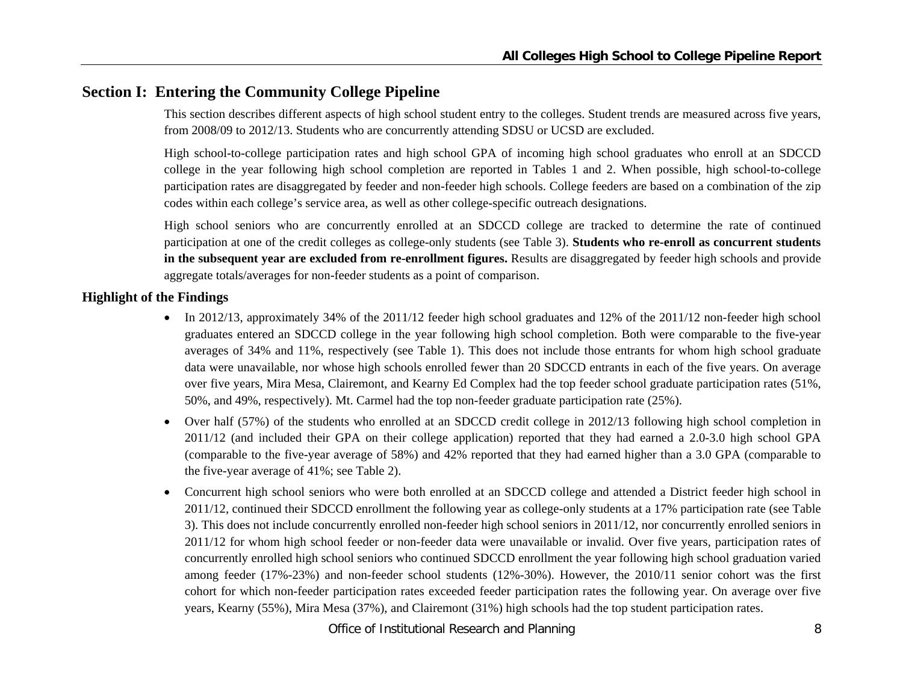## Section I: Entering the Community College Pipeline

This section describes different aspects of high school student entry to the colleges. Student trends are measured across five years, from 2008/09 to 2012/13. Students who are concurrently attending SDSU or UCSD are excluded.

High school-to-college participation rates and high school GPA of incoming high school graduates who enroll at an SDCCD college in the year following high school completion are reported in Tables 1 and 2. When possible, high school-to-college participation rates are disaggregated by feeder and non-feeder high schools. College feeders are based on a combination of the zip codes within each college's service area, as well as other college-specific outreach designations.

High school seniors who are concurrently enrolled at an SDCCD college are tracked to determine the rate of continued participation at one of the credit colleges as college-only students (see Table 3). **Students who re-enroll as concurrent students in the subsequent year are excluded from re-enrollment figures.** Results are disaggregated by feeder high schools and provide aggregate totals/averages for non-feeder students as a point of comparison.

### Highlight of the Findings

- In 2012/13, approximately 34% of the 2011/12 feeder high school graduates and 12% of the 2011/12 non-feeder high school graduates entered an SDCCD college in the year following high school completion. Both were comparable to the five-year averages of 34% and 11%, respectively (see Table 1). This does not include those entrants for whom high school graduate data were unavailable, nor whose high schools enrolled fewer than 20 SDCCD entrants in each of the five years. On average over five years, Mira Mesa, Clairemont, and Kearny Ed Complex had the top feeder school graduate participation rates (51%, 50%, and 49%, respectively). Mt. Carmel had the top non-feeder graduate participation rate (25%).
- Over half (57%) of the students who enrolled at an SDCCD credit college in 2012/13 following high school completion in 2011/12 (and included their GPA on their college application) reported that they had earned a 2.0-3.0 high school GPA (comparable to the five-year average of 58%) and 42% reported that they had earned higher than a 3.0 GPA (comparable to the five-year average of 41%; see Table 2).
- Concurrent high school seniors who were both enrolled at an SDCCD college and attended a District feeder high school in 2011/12, continued their SDCCD enrollment the following year as college-only students at a 17% participation rate (see Table 3). This does not include concurrently enrolled non-feeder high school seniors in 2011/12, nor concurrently enrolled seniors in 2011/12 for whom high school feeder or non-feeder data were unavailable or invalid. Over five years, participation rates of concurrently enrolled high school seniors who continued SDCCD enrollment the year following high school graduation varied among feeder (17%-23%) and non-feeder school students (12%-30%). However, the 2010/11 senior cohort was the first cohort for which non-feeder participation rates exceeded feeder participation rates the following year. On average over five years, Kearny (55%), Mira Mesa (37%), and Clairemont (31%) high schools had the top student participation rates.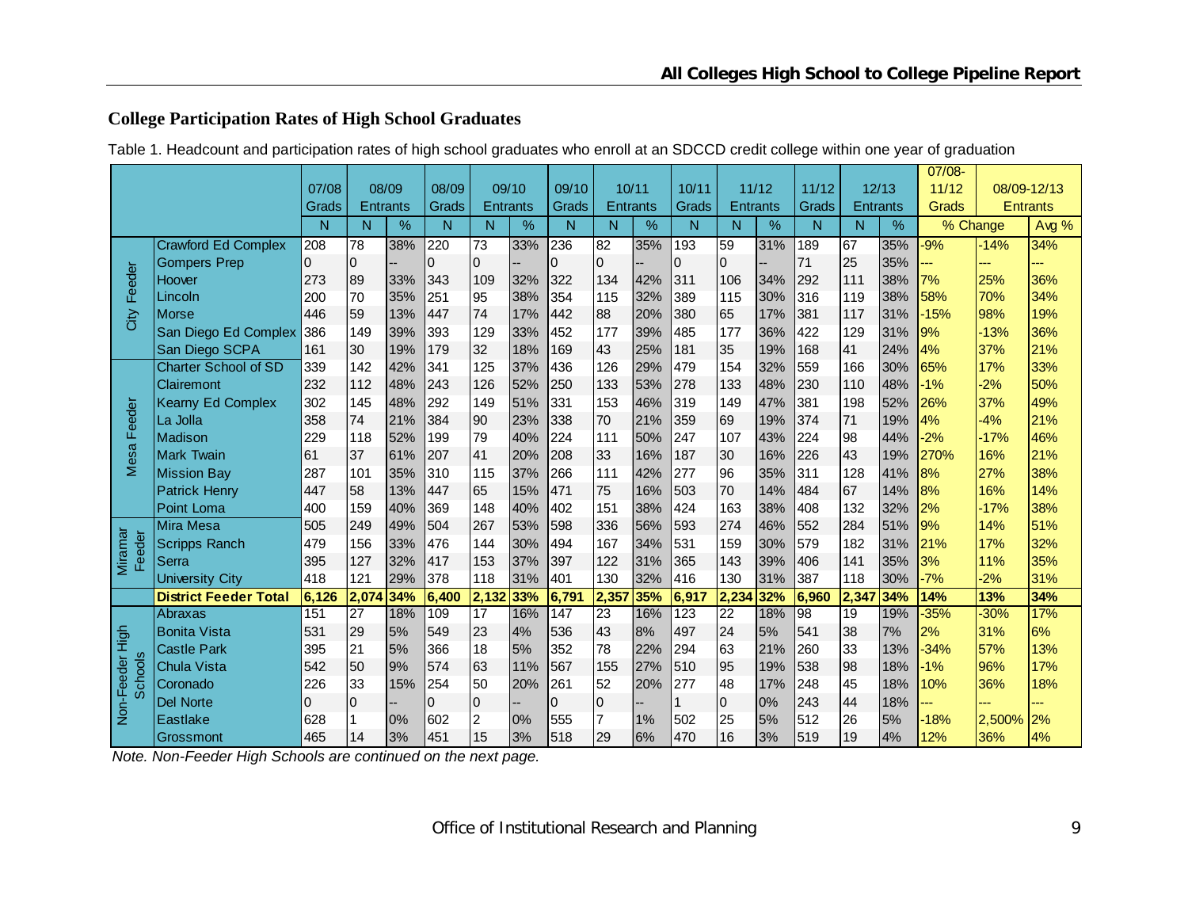## College Participation Rates of High School Graduates

Table 1. Headcount and participation rates of high school graduates who enroll at an SDCCD credit college within one year of graduation

| | | 07/08 Grads | 08/09 Entrants | | 08/09 Grads | 09/10 Entrants | | 09/10 Grads | 10/11 Entrants | | 10/11 Grads | 11/12 Entrants | | 11/12 Grads | 12/13 Entrants | | 07/08-11/12 Grads | 08/09-12/13 Entrants | |
|---|---|---|---|---|---|---|---|---|---|---|---|---|---|---|---|---|---|---|---|
| | | N | N | % | N | N | % | N | N | % | N | N | % | N | N | % | % Change | | Avg % |
| City Feeder | Crawford Ed Complex | 208 | 78 | 38% | 220 | 73 | 33% | 236 | 82 | 35% | 193 | 59 | 31% | 189 | 67 | 35% | -9% | -14% | 34% |
| | Gompers Prep | 0 | 0 | -- | 0 | 0 | -- | 0 | 0 | -- | 0 | 0 | -- | 71 | 25 | 35% | --- | --- | --- |
| | Hoover | 273 | 89 | 33% | 343 | 109 | 32% | 322 | 134 | 42% | 311 | 106 | 34% | 292 | 111 | 38% | 7% | 25% | 36% |
| | Lincoln | 200 | 70 | 35% | 251 | 95 | 38% | 354 | 115 | 32% | 389 | 115 | 30% | 316 | 119 | 38% | 58% | 70% | 34% |
| | Morse | 446 | 59 | 13% | 447 | 74 | 17% | 442 | 88 | 20% | 380 | 65 | 17% | 381 | 117 | 31% | -15% | 98% | 19% |
| | San Diego Ed Complex | 386 | 149 | 39% | 393 | 129 | 33% | 452 | 177 | 39% | 485 | 177 | 36% | 422 | 129 | 31% | 9% | -13% | 36% |
| | San Diego SCPA | 161 | 30 | 19% | 179 | 32 | 18% | 169 | 43 | 25% | 181 | 35 | 19% | 168 | 41 | 24% | 4% | 37% | 21% |
| Mesa Feeder | Charter School of SD | 339 | 142 | 42% | 341 | 125 | 37% | 436 | 126 | 29% | 479 | 154 | 32% | 559 | 166 | 30% | 65% | 17% | 33% |
| | Clairemont | 232 | 112 | 48% | 243 | 126 | 52% | 250 | 133 | 53% | 278 | 133 | 48% | 230 | 110 | 48% | -1% | -2% | 50% |
| | Kearny Ed Complex | 302 | 145 | 48% | 292 | 149 | 51% | 331 | 153 | 46% | 319 | 149 | 47% | 381 | 198 | 52% | 26% | 37% | 49% |
| | La Jolla | 358 | 74 | 21% | 384 | 90 | 23% | 338 | 70 | 21% | 359 | 69 | 19% | 374 | 71 | 19% | 4% | -4% | 21% |
| | Madison | 229 | 118 | 52% | 199 | 79 | 40% | 224 | 111 | 50% | 247 | 107 | 43% | 224 | 98 | 44% | -2% | -17% | 46% |
| | Mark Twain | 61 | 37 | 61% | 207 | 41 | 20% | 208 | 33 | 16% | 187 | 30 | 16% | 226 | 43 | 19% | 270% | 16% | 21% |
| | Mission Bay | 287 | 101 | 35% | 310 | 115 | 37% | 266 | 111 | 42% | 277 | 96 | 35% | 311 | 128 | 41% | 8% | 27% | 38% |
| | Patrick Henry | 447 | 58 | 13% | 447 | 65 | 15% | 471 | 75 | 16% | 503 | 70 | 14% | 484 | 67 | 14% | 8% | 16% | 14% |
| | Point Loma | 400 | 159 | 40% | 369 | 148 | 40% | 402 | 151 | 38% | 424 | 163 | 38% | 408 | 132 | 32% | 2% | -17% | 38% |
| Miramar Feeder | Mira Mesa | 505 | 249 | 49% | 504 | 267 | 53% | 598 | 336 | 56% | 593 | 274 | 46% | 552 | 284 | 51% | 9% | 14% | 51% |
| | Scripps Ranch | 479 | 156 | 33% | 476 | 144 | 30% | 494 | 167 | 34% | 531 | 159 | 30% | 579 | 182 | 31% | 21% | 17% | 32% |
| | Serra | 395 | 127 | 32% | 417 | 153 | 37% | 397 | 122 | 31% | 365 | 143 | 39% | 406 | 141 | 35% | 3% | 11% | 35% |
| | University City | 418 | 121 | 29% | 378 | 118 | 31% | 401 | 130 | 32% | 416 | 130 | 31% | 387 | 118 | 30% | -7% | -2% | 31% |
| | **District Feeder Total** | **6,126** | **2,074** | **34%** | **6,400** | **2,132** | **33%** | **6,791** | **2,357** | **35%** | **6,917** | **2,234** | **32%** | **6,960** | **2,347** | **34%** | **14%** | **13%** | **34%** |
| Non-Feeder High Schools | Abraxas | 151 | 27 | 18% | 109 | 17 | 16% | 147 | 23 | 16% | 123 | 22 | 18% | 98 | 19 | 19% | -35% | -30% | 17% |
| | Bonita Vista | 531 | 29 | 5% | 549 | 23 | 4% | 536 | 43 | 8% | 497 | 24 | 5% | 541 | 38 | 7% | 2% | 31% | 6% |
| | Castle Park | 395 | 21 | 5% | 366 | 18 | 5% | 352 | 78 | 22% | 294 | 63 | 21% | 260 | 33 | 13% | -34% | 57% | 13% |
| | Chula Vista | 542 | 50 | 9% | 574 | 63 | 11% | 567 | 155 | 27% | 510 | 95 | 19% | 538 | 98 | 18% | -1% | 96% | 17% |
| | Coronado | 226 | 33 | 15% | 254 | 50 | 20% | 261 | 52 | 20% | 277 | 48 | 17% | 248 | 45 | 18% | 10% | 36% | 18% |
| | Del Norte | 0 | 0 | -- | 0 | 0 | -- | 0 | 0 | -- | 1 | 0 | 0% | 243 | 44 | 18% | --- | --- | --- |
| | Eastlake | 628 | 1 | 0% | 602 | 2 | 0% | 555 | 7 | 1% | 502 | 25 | 5% | 512 | 26 | 5% | -18% | 2,500% | 2% |
| | Grossmont | 465 | 14 | 3% | 451 | 15 | 3% | 518 | 29 | 6% | 470 | 16 | 3% | 519 | 19 | 4% | 12% | 36% | 4% |

*Note. Non-Feeder High Schools are continued on the next page.*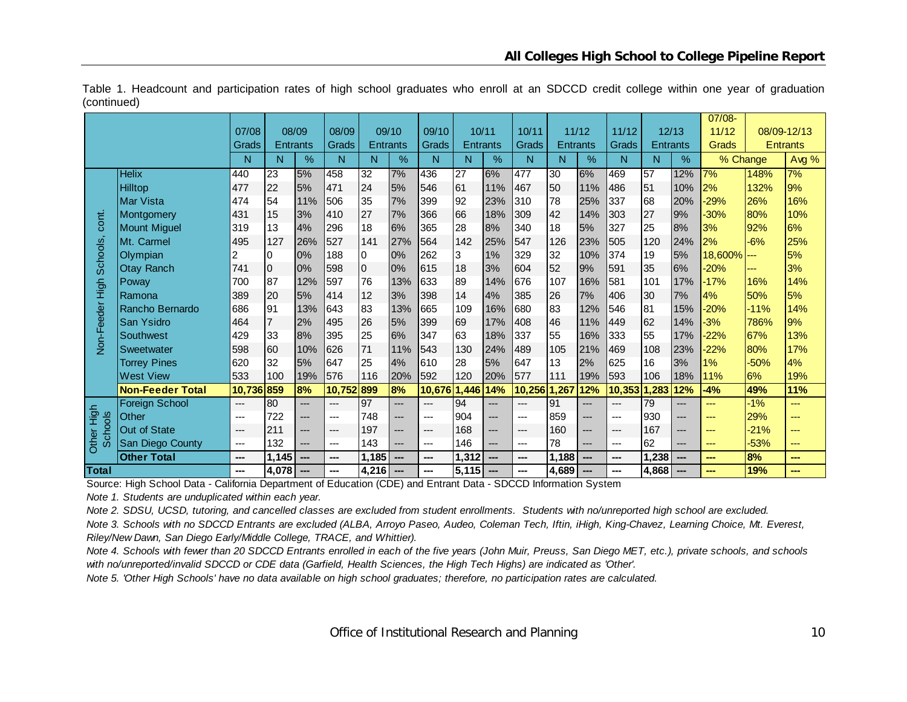Table 1. Headcount and participation rates of high school graduates who enroll at an SDCCD credit college within one year of graduation (continued)

| | | 07/08 Grads | 08/09 Entrants | | 08/09 Grads | 09/10 Entrants | | 09/10 Grads | 10/11 Entrants | | 10/11 Grads | 11/12 Entrants | | 11/12 Grads | 12/13 Entrants | | 07/08-11/12 Grads | 08/09-12/13 Entrants | |
|---|---|---|---|---|---|---|---|---|---|---|---|---|---|---|---|---|---|---|---|
| | | N | N | % | N | N | % | N | N | % | N | N | % | N | N | % | % Change | | Avg % |
| Non-Feeder High Schools, cont. | Helix | 440 | 23 | 5% | 458 | 32 | 7% | 436 | 27 | 6% | 477 | 30 | 6% | 469 | 57 | 12% | 7% | 148% | 7% |
| | Hilltop | 477 | 22 | 5% | 471 | 24 | 5% | 546 | 61 | 11% | 467 | 50 | 11% | 486 | 51 | 10% | 2% | 132% | 9% |
| | Mar Vista | 474 | 54 | 11% | 506 | 35 | 7% | 399 | 92 | 23% | 310 | 78 | 25% | 337 | 68 | 20% | -29% | 26% | 16% |
| | Montgomery | 431 | 15 | 3% | 410 | 27 | 7% | 366 | 66 | 18% | 309 | 42 | 14% | 303 | 27 | 9% | -30% | 80% | 10% |
| | Mount Miguel | 319 | 13 | 4% | 296 | 18 | 6% | 365 | 28 | 8% | 340 | 18 | 5% | 327 | 25 | 8% | 3% | 92% | 6% |
| | Mt. Carmel | 495 | 127 | 26% | 527 | 141 | 27% | 564 | 142 | 25% | 547 | 126 | 23% | 505 | 120 | 24% | 2% | -6% | 25% |
| | Olympian | 2 | 0 | 0% | 188 | 0 | 0% | 262 | 3 | 1% | 329 | 32 | 10% | 374 | 19 | 5% | 18,600% | --- | 5% |
| | Otay Ranch | 741 | 0 | 0% | 598 | 0 | 0% | 615 | 18 | 3% | 604 | 52 | 9% | 591 | 35 | 6% | -20% | --- | 3% |
| | Poway | 700 | 87 | 12% | 597 | 76 | 13% | 633 | 89 | 14% | 676 | 107 | 16% | 581 | 101 | 17% | -17% | 16% | 14% |
| | Ramona | 389 | 20 | 5% | 414 | 12 | 3% | 398 | 14 | 4% | 385 | 26 | 7% | 406 | 30 | 7% | 4% | 50% | 5% |
| | Rancho Bernardo | 686 | 91 | 13% | 643 | 83 | 13% | 665 | 109 | 16% | 680 | 83 | 12% | 546 | 81 | 15% | -20% | -11% | 14% |
| | San Ysidro | 464 | 7 | 2% | 495 | 26 | 5% | 399 | 69 | 17% | 408 | 46 | 11% | 449 | 62 | 14% | -3% | 786% | 9% |
| | Southwest | 429 | 33 | 8% | 395 | 25 | 6% | 347 | 63 | 18% | 337 | 55 | 16% | 333 | 55 | 17% | -22% | 67% | 13% |
| | Sweetwater | 598 | 60 | 10% | 626 | 71 | 11% | 543 | 130 | 24% | 489 | 105 | 21% | 469 | 108 | 23% | -22% | 80% | 17% |
| | Torrey Pines | 620 | 32 | 5% | 647 | 25 | 4% | 610 | 28 | 5% | 647 | 13 | 2% | 625 | 16 | 3% | 1% | -50% | 4% |
| | West View | 533 | 100 | 19% | 576 | 116 | 20% | 592 | 120 | 20% | 577 | 111 | 19% | 593 | 106 | 18% | 11% | 6% | 19% |
| | **Non-Feeder Total** | **10,736** | **859** | **8%** | **10,752** | **899** | **8%** | **10,676** | **1,446** | **14%** | **10,256** | **1,267** | **12%** | **10,353** | **1,283** | **12%** | **-4%** | **49%** | **11%** |
| Other High Schools | Foreign School | --- | 80 | --- | --- | 97 | --- | --- | 94 | --- | --- | 91 | --- | --- | 79 | --- | --- | -1% | --- |
| | Other | --- | 722 | --- | --- | 748 | --- | --- | 904 | --- | --- | 859 | --- | --- | 930 | --- | --- | 29% | --- |
| | Out of State | --- | 211 | --- | --- | 197 | --- | --- | 168 | --- | --- | 160 | --- | --- | 167 | --- | --- | -21% | --- |
| | San Diego County | --- | 132 | --- | --- | 143 | --- | --- | 146 | --- | --- | 78 | --- | --- | 62 | --- | --- | -53% | --- |
| | **Other Total** | **---** | **1,145** | **---** | **---** | **1,185** | **---** | **---** | **1,312** | **---** | **---** | **1,188** | **---** | **---** | **1,238** | **---** | **---** | **8%** | **---** |
| **Total** | | **---** | **4,078** | **---** | **---** | **4,216** | **---** | **---** | **5,115** | **---** | **---** | **4,689** | **---** | **---** | **4,868** | **---** | **---** | **19%** | **---** |

Source: High School Data - California Department of Education (CDE) and Entrant Data - SDCCD Information System

*Note 1. Students are unduplicated within each year.*

*Note 2. SDSU, UCSD, tutoring, and cancelled classes are excluded from student enrollments. Students with no/unreported high school are excluded.*

*Note 3. Schools with no SDCCD Entrants are excluded (ALBA, Arroyo Paseo, Audeo, Coleman Tech, Iftin, iHigh, King-Chavez, Learning Choice, Mt. Everest, Riley/New Dawn, San Diego Early/Middle College, TRACE, and Whittier).*

*Note 4. Schools with fewer than 20 SDCCD Entrants enrolled in each of the five years (John Muir, Preuss, San Diego MET, etc.), private schools, and schools with no/unreported/invalid SDCCD or CDE data (Garfield, Health Sciences, the High Tech Highs) are indicated as 'Other'.*

*Note 5. 'Other High Schools' have no data available on high school graduates; therefore, no participation rates are calculated.*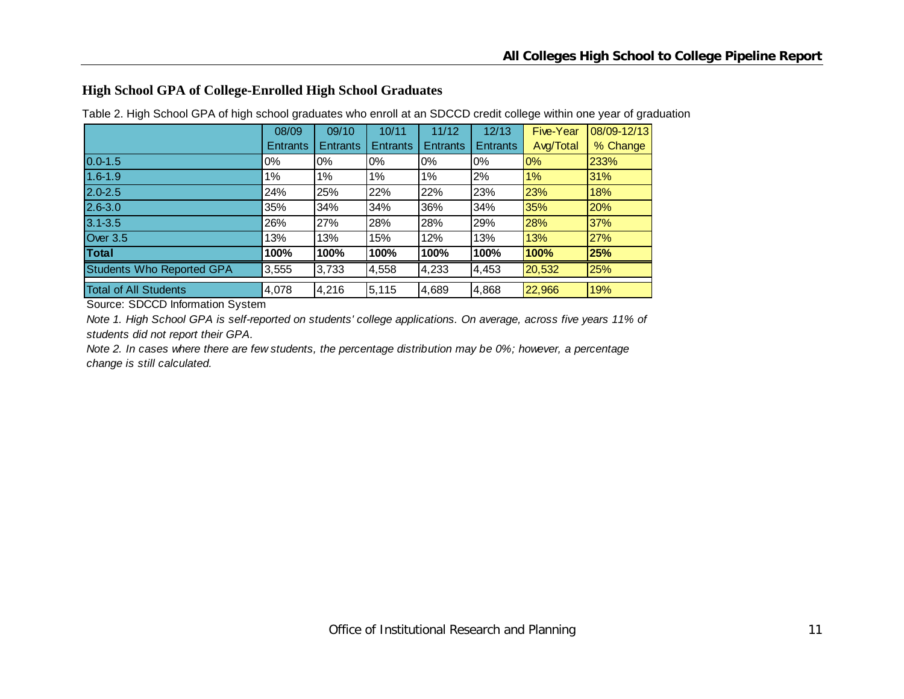## High School GPA of College-Enrolled High School Graduates

Table 2. High School GPA of high school graduates who enroll at an SDCCD credit college within one year of graduation

| | 08/09 Entrants | 09/10 Entrants | 10/11 Entrants | 11/12 Entrants | 12/13 Entrants | Five-Year Avg/Total | 08/09-12/13 % Change |
|---|---|---|---|---|---|---|---|
| 0.0-1.5 | 0% | 0% | 0% | 0% | 0% | 0% | 233% |
| 1.6-1.9 | 1% | 1% | 1% | 1% | 2% | 1% | 31% |
| 2.0-2.5 | 24% | 25% | 22% | 22% | 23% | 23% | 18% |
| 2.6-3.0 | 35% | 34% | 34% | 36% | 34% | 35% | 20% |
| 3.1-3.5 | 26% | 27% | 28% | 28% | 29% | 28% | 37% |
| Over 3.5 | 13% | 13% | 15% | 12% | 13% | 13% | 27% |
| **Total** | **100%** | **100%** | **100%** | **100%** | **100%** | **100%** | **25%** |
| Students Who Reported GPA | 3,555 | 3,733 | 4,558 | 4,233 | 4,453 | 20,532 | 25% |
| Total of All Students | 4,078 | 4,216 | 5,115 | 4,689 | 4,868 | 22,966 | 19% |

Source: SDCCD Information System

*Note 1. High School GPA is self-reported on students' college applications. On average, across five years 11% of students did not report their GPA.*

*Note 2. In cases where there are few students, the percentage distribution may be 0%; however, a percentage change is still calculated.*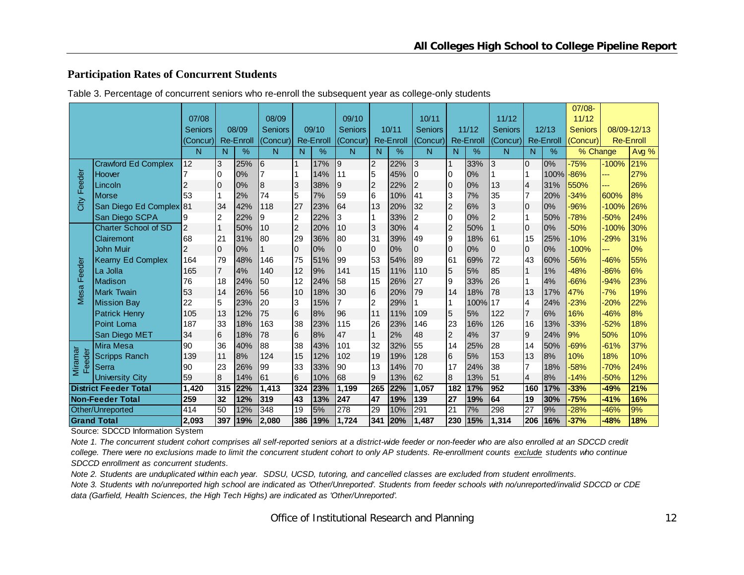## Participation Rates of Concurrent Students

Table 3. Percentage of concurrent seniors who re-enroll the subsequent year as college-only students

| | | 07/08 Seniors (Concur) | 08/09 Re-Enroll | | 08/09 Seniors (Concur) | 09/10 Re-Enroll | | 09/10 Seniors (Concur) | 10/11 Re-Enroll | | 10/11 Seniors (Concur) | 11/12 Re-Enroll | | 11/12 Seniors (Concur) | 12/13 Re-Enroll | | 07/08-11/12 Seniors (Concur) | 08/09-12/13 Re-Enroll | |
|---|---|---|---|---|---|---|---|---|---|---|---|---|---|---|---|---|---|---|---|
| | | N | N | % | N | N | % | N | N | % | N | N | % | N | N | % | % Change | | Avg % |
| City Feeder | Crawford Ed Complex | 12 | 3 | 25% | 6 | 1 | 17% | 9 | 2 | 22% | 3 | 1 | 33% | 3 | 0 | 0% | -75% | -100% | 21% |
| | Hoover | 7 | 0 | 0% | 7 | 1 | 14% | 11 | 5 | 45% | 0 | 0 | 0% | 1 | 1 | 100% | -86% | --- | 27% |
| | Lincoln | 2 | 0 | 0% | 8 | 3 | 38% | 9 | 2 | 22% | 2 | 0 | 0% | 13 | 4 | 31% | 550% | --- | 26% |
| | Morse | 53 | 1 | 2% | 74 | 5 | 7% | 59 | 6 | 10% | 41 | 3 | 7% | 35 | 7 | 20% | -34% | 600% | 8% |
| | San Diego Ed Complex | 81 | 34 | 42% | 118 | 27 | 23% | 64 | 13 | 20% | 32 | 2 | 6% | 3 | 0 | 0% | -96% | -100% | 26% |
| | San Diego SCPA | 9 | 2 | 22% | 9 | 2 | 22% | 3 | 1 | 33% | 2 | 0 | 0% | 2 | 1 | 50% | -78% | -50% | 24% |
| Mesa Feeder | Charter School of SD | 2 | 1 | 50% | 10 | 2 | 20% | 10 | 3 | 30% | 4 | 2 | 50% | 1 | 0 | 0% | -50% | -100% | 30% |
| | Clairemont | 68 | 21 | 31% | 80 | 29 | 36% | 80 | 31 | 39% | 49 | 9 | 18% | 61 | 15 | 25% | -10% | -29% | 31% |
| | John Muir | 2 | 0 | 0% | 1 | 0 | 0% | 0 | 0 | 0% | 0 | 0 | 0% | 0 | 0 | 0% | -100% | --- | 0% |
| | Kearny Ed Complex | 164 | 79 | 48% | 146 | 75 | 51% | 99 | 53 | 54% | 89 | 61 | 69% | 72 | 43 | 60% | -56% | -46% | 55% |
| | La Jolla | 165 | 7 | 4% | 140 | 12 | 9% | 141 | 15 | 11% | 110 | 5 | 5% | 85 | 1 | 1% | -48% | -86% | 6% |
| | Madison | 76 | 18 | 24% | 50 | 12 | 24% | 58 | 15 | 26% | 27 | 9 | 33% | 26 | 1 | 4% | -66% | -94% | 23% |
| | Mark Twain | 53 | 14 | 26% | 56 | 10 | 18% | 30 | 6 | 20% | 79 | 14 | 18% | 78 | 13 | 17% | 47% | -7% | 19% |
| | Mission Bay | 22 | 5 | 23% | 20 | 3 | 15% | 7 | 2 | 29% | 1 | 1 | 100% | 17 | 4 | 24% | -23% | -20% | 22% |
| | Patrick Henry | 105 | 13 | 12% | 75 | 6 | 8% | 96 | 11 | 11% | 109 | 5 | 5% | 122 | 7 | 6% | 16% | -46% | 8% |
| | Point Loma | 187 | 33 | 18% | 163 | 38 | 23% | 115 | 26 | 23% | 146 | 23 | 16% | 126 | 16 | 13% | -33% | -52% | 18% |
| | San Diego MET | 34 | 6 | 18% | 78 | 6 | 8% | 47 | 1 | 2% | 48 | 2 | 4% | 37 | 9 | 24% | 9% | 50% | 10% |
| Miramar Feeder | Mira Mesa | 90 | 36 | 40% | 88 | 38 | 43% | 101 | 32 | 32% | 55 | 14 | 25% | 28 | 14 | 50% | -69% | -61% | 37% |
| | Scripps Ranch | 139 | 11 | 8% | 124 | 15 | 12% | 102 | 19 | 19% | 128 | 6 | 5% | 153 | 13 | 8% | 10% | 18% | 10% |
| | Serra | 90 | 23 | 26% | 99 | 33 | 33% | 90 | 13 | 14% | 70 | 17 | 24% | 38 | 7 | 18% | -58% | -70% | 24% |
| | University City | 59 | 8 | 14% | 61 | 6 | 10% | 68 | 9 | 13% | 62 | 8 | 13% | 51 | 4 | 8% | -14% | -50% | 12% |
| **District Feeder Total** | | **1,420** | **315** | **22%** | **1,413** | **324** | **23%** | **1,199** | **265** | **22%** | **1,057** | **182** | **17%** | **952** | **160** | **17%** | **-33%** | **-49%** | **21%** |
| **Non-Feeder Total** | | **259** | **32** | **12%** | **319** | **43** | **13%** | **247** | **47** | **19%** | **139** | **27** | **19%** | **64** | **19** | **30%** | **-75%** | **-41%** | **16%** |
| Other/Unreported | | 414 | 50 | 12% | 348 | 19 | 5% | 278 | 29 | 10% | 291 | 21 | 7% | 298 | 27 | 9% | -28% | -46% | 9% |
| **Grand Total** | | **2,093** | **397** | **19%** | **2,080** | **386** | **19%** | **1,724** | **341** | **20%** | **1,487** | **230** | **15%** | **1,314** | **206** | **16%** | **-37%** | **-48%** | **18%** |

Source: SDCCD Information System

*Note 1. The concurrent student cohort comprises all self-reported seniors at a district-wide feeder or non-feeder who are also enrolled at an SDCCD credit college. There were no exclusions made to limit the concurrent student cohort to only AP students. Re-enrollment counts exclude students who continue SDCCD enrollment as concurrent students.*

*Note 2. Students are unduplicated within each year. SDSU, UCSD, tutoring, and cancelled classes are excluded from student enrollments.*

*Note 3. Students with no/unreported high school are indicated as 'Other/Unreported'. Students from feeder schools with no/unreported/invalid SDCCD or CDE data (Garfield, Health Sciences, the High Tech Highs) are indicated as 'Other/Unreported'.*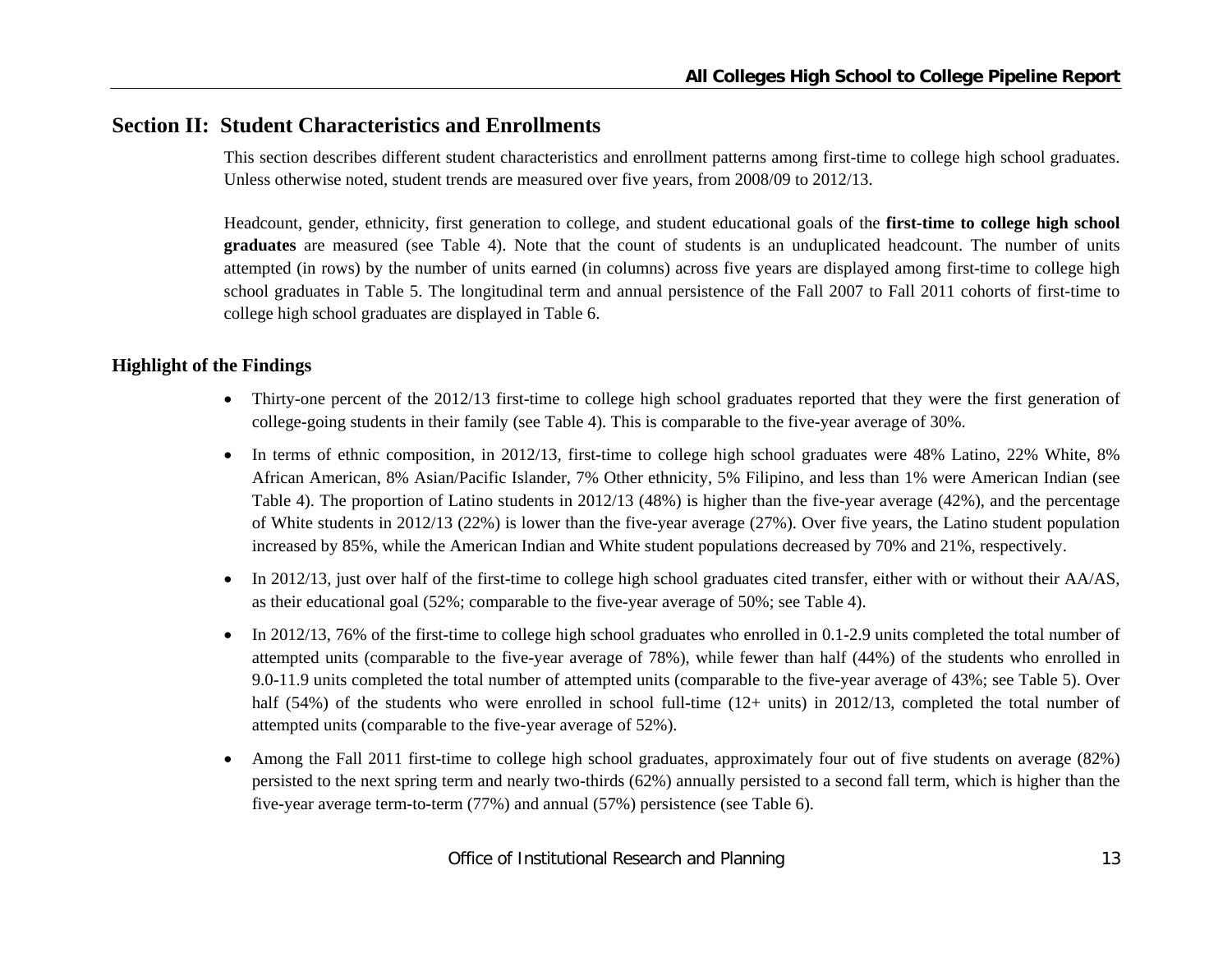## Section II: Student Characteristics and Enrollments

This section describes different student characteristics and enrollment patterns among first-time to college high school graduates. Unless otherwise noted, student trends are measured over five years, from 2008/09 to 2012/13.

Headcount, gender, ethnicity, first generation to college, and student educational goals of the **first-time to college high school graduates** are measured (see Table 4). Note that the count of students is an unduplicated headcount. The number of units attempted (in rows) by the number of units earned (in columns) across five years are displayed among first-time to college high school graduates in Table 5. The longitudinal term and annual persistence of the Fall 2007 to Fall 2011 cohorts of first-time to college high school graduates are displayed in Table 6.

### Highlight of the Findings

- Thirty-one percent of the 2012/13 first-time to college high school graduates reported that they were the first generation of college-going students in their family (see Table 4). This is comparable to the five-year average of 30%.
- In terms of ethnic composition, in 2012/13, first-time to college high school graduates were 48% Latino, 22% White, 8% African American, 8% Asian/Pacific Islander, 7% Other ethnicity, 5% Filipino, and less than 1% were American Indian (see Table 4). The proportion of Latino students in 2012/13 (48%) is higher than the five-year average (42%), and the percentage of White students in 2012/13 (22%) is lower than the five-year average (27%). Over five years, the Latino student population increased by 85%, while the American Indian and White student populations decreased by 70% and 21%, respectively.
- In 2012/13, just over half of the first-time to college high school graduates cited transfer, either with or without their AA/AS, as their educational goal (52%; comparable to the five-year average of 50%; see Table 4).
- In 2012/13, 76% of the first-time to college high school graduates who enrolled in 0.1-2.9 units completed the total number of attempted units (comparable to the five-year average of 78%), while fewer than half (44%) of the students who enrolled in 9.0-11.9 units completed the total number of attempted units (comparable to the five-year average of 43%; see Table 5). Over half (54%) of the students who were enrolled in school full-time (12+ units) in 2012/13, completed the total number of attempted units (comparable to the five-year average of 52%).
- Among the Fall 2011 first-time to college high school graduates, approximately four out of five students on average (82%) persisted to the next spring term and nearly two-thirds (62%) annually persisted to a second fall term, which is higher than the five-year average term-to-term (77%) and annual (57%) persistence (see Table 6).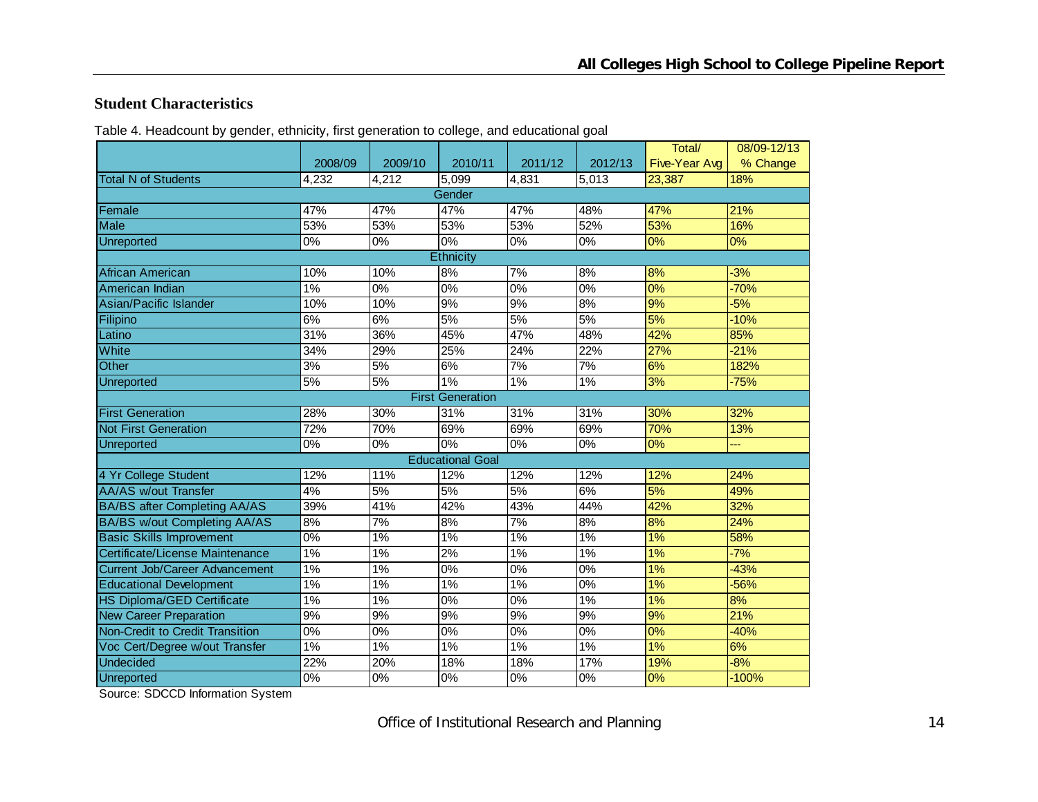## Student Characteristics

Table 4. Headcount by gender, ethnicity, first generation to college, and educational goal

| | 2008/09 | 2009/10 | 2010/11 | 2011/12 | 2012/13 | Total/ Five-Year Avg | 08/09-12/13 % Change |
|---|---|---|---|---|---|---|---|
| Total N of Students | 4,232 | 4,212 | 5,099 | 4,831 | 5,013 | 23,387 | 18% |
| **Gender** | | | | | | | |
| Female | 47% | 47% | 47% | 47% | 48% | 47% | 21% |
| Male | 53% | 53% | 53% | 53% | 52% | 53% | 16% |
| Unreported | 0% | 0% | 0% | 0% | 0% | 0% | 0% |
| **Ethnicity** | | | | | | | |
| African American | 10% | 10% | 8% | 7% | 8% | 8% | -3% |
| American Indian | 1% | 0% | 0% | 0% | 0% | 0% | -70% |
| Asian/Pacific Islander | 10% | 10% | 9% | 9% | 8% | 9% | -5% |
| Filipino | 6% | 6% | 5% | 5% | 5% | 5% | -10% |
| Latino | 31% | 36% | 45% | 47% | 48% | 42% | 85% |
| White | 34% | 29% | 25% | 24% | 22% | 27% | -21% |
| Other | 3% | 5% | 6% | 7% | 7% | 6% | 182% |
| Unreported | 5% | 5% | 1% | 1% | 1% | 3% | -75% |
| **First Generation** | | | | | | | |
| First Generation | 28% | 30% | 31% | 31% | 31% | 30% | 32% |
| Not First Generation | 72% | 70% | 69% | 69% | 69% | 70% | 13% |
| Unreported | 0% | 0% | 0% | 0% | 0% | 0% | --- |
| **Educational Goal** | | | | | | | |
| 4 Yr College Student | 12% | 11% | 12% | 12% | 12% | 12% | 24% |
| AA/AS w/out Transfer | 4% | 5% | 5% | 5% | 6% | 5% | 49% |
| BA/BS after Completing AA/AS | 39% | 41% | 42% | 43% | 44% | 42% | 32% |
| BA/BS w/out Completing AA/AS | 8% | 7% | 8% | 7% | 8% | 8% | 24% |
| Basic Skills Improvement | 0% | 1% | 1% | 1% | 1% | 1% | 58% |
| Certificate/License Maintenance | 1% | 1% | 2% | 1% | 1% | 1% | -7% |
| Current Job/Career Advancement | 1% | 1% | 0% | 0% | 0% | 1% | -43% |
| Educational Development | 1% | 1% | 1% | 1% | 0% | 1% | -56% |
| HS Diploma/GED Certificate | 1% | 1% | 0% | 0% | 1% | 1% | 8% |
| New Career Preparation | 9% | 9% | 9% | 9% | 9% | 9% | 21% |
| Non-Credit to Credit Transition | 0% | 0% | 0% | 0% | 0% | 0% | -40% |
| Voc Cert/Degree w/out Transfer | 1% | 1% | 1% | 1% | 1% | 1% | 6% |
| Undecided | 22% | 20% | 18% | 18% | 17% | 19% | -8% |
| Unreported | 0% | 0% | 0% | 0% | 0% | 0% | -100% |

Source: SDCCD Information System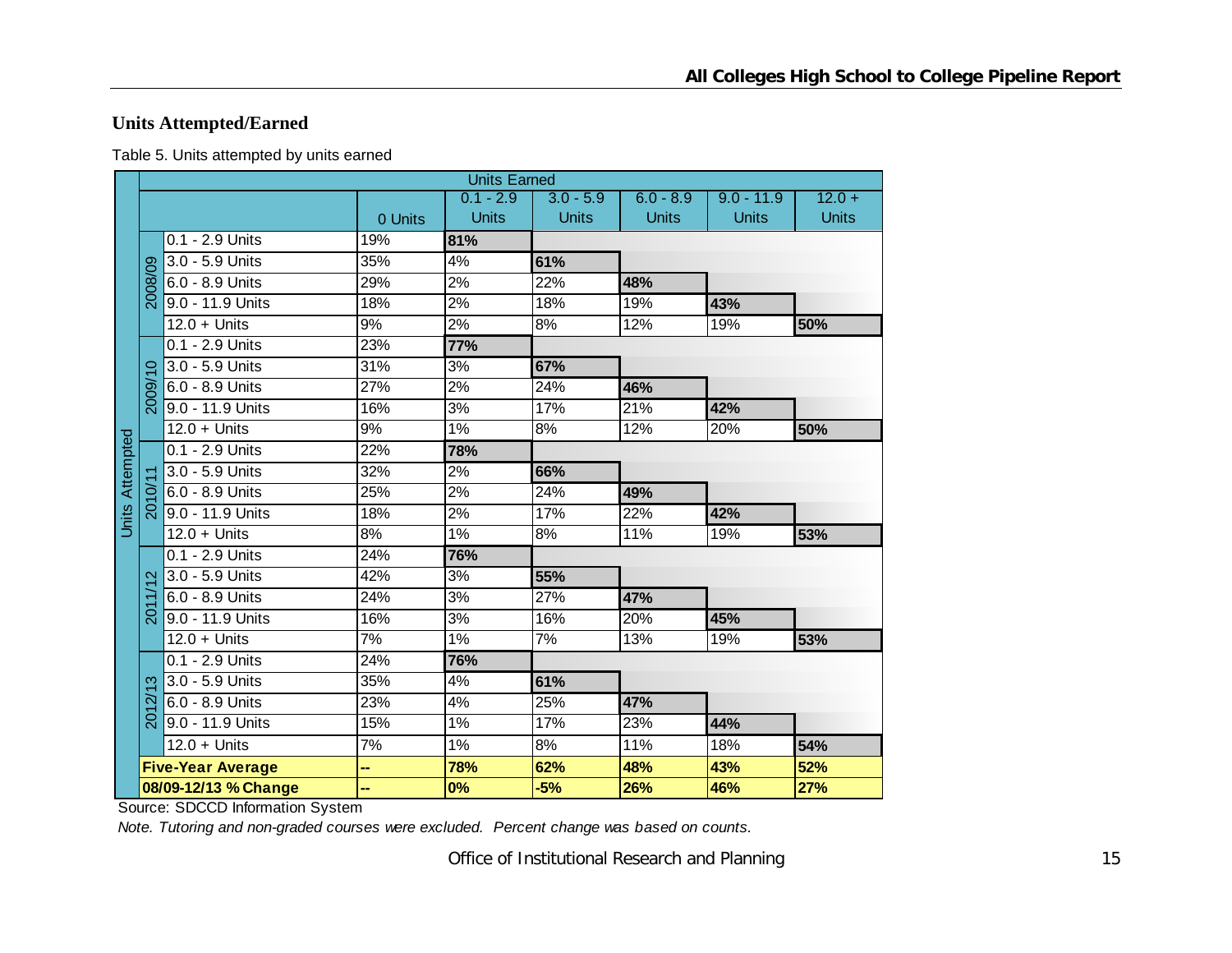## Units Attempted/Earned

Table 5. Units attempted by units earned

| | | | Units Earned | | | | | |
|---|---|---|---|---|---|---|---|---|
| | | | 0 Units | 0.1 - 2.9 Units | 3.0 - 5.9 Units | 6.0 - 8.9 Units | 9.0 - 11.9 Units | 12.0 + Units |
| Units Attempted | 2008/09 | 0.1 - 2.9 Units | 19% | **81%** | | | | |
| | | 3.0 - 5.9 Units | 35% | 4% | **61%** | | | |
| | | 6.0 - 8.9 Units | 29% | 2% | 22% | **48%** | | |
| | | 9.0 - 11.9 Units | 18% | 2% | 18% | 19% | **43%** | |
| | | 12.0 + Units | 9% | 2% | 8% | 12% | 19% | **50%** |
| | 2009/10 | 0.1 - 2.9 Units | 23% | **77%** | | | | |
| | | 3.0 - 5.9 Units | 31% | 3% | **67%** | | | |
| | | 6.0 - 8.9 Units | 27% | 2% | 24% | **46%** | | |
| | | 9.0 - 11.9 Units | 16% | 3% | 17% | 21% | **42%** | |
| | | 12.0 + Units | 9% | 1% | 8% | 12% | 20% | **50%** |
| | 2010/11 | 0.1 - 2.9 Units | 22% | **78%** | | | | |
| | | 3.0 - 5.9 Units | 32% | 2% | **66%** | | | |
| | | 6.0 - 8.9 Units | 25% | 2% | 24% | **49%** | | |
| | | 9.0 - 11.9 Units | 18% | 2% | 17% | 22% | **42%** | |
| | | 12.0 + Units | 8% | 1% | 8% | 11% | 19% | **53%** |
| | 2011/12 | 0.1 - 2.9 Units | 24% | **76%** | | | | |
| | | 3.0 - 5.9 Units | 42% | 3% | **55%** | | | |
| | | 6.0 - 8.9 Units | 24% | 3% | 27% | **47%** | | |
| | | 9.0 - 11.9 Units | 16% | 3% | 16% | 20% | **45%** | |
| | | 12.0 + Units | 7% | 1% | 7% | 13% | 19% | **53%** |
| | 2012/13 | 0.1 - 2.9 Units | 24% | **76%** | | | | |
| | | 3.0 - 5.9 Units | 35% | 4% | **61%** | | | |
| | | 6.0 - 8.9 Units | 23% | 4% | 25% | **47%** | | |
| | | 9.0 - 11.9 Units | 15% | 1% | 17% | 23% | **44%** | |
| | | 12.0 + Units | 7% | 1% | 8% | 11% | 18% | **54%** |
| | **Five-Year Average** | | **--** | **78%** | **62%** | **48%** | **43%** | **52%** |
| | **08/09-12/13 % Change** | | **--** | **0%** | **-5%** | **26%** | **46%** | **27%** |

Source: SDCCD Information System

*Note. Tutoring and non-graded courses were excluded. Percent change was based on counts.*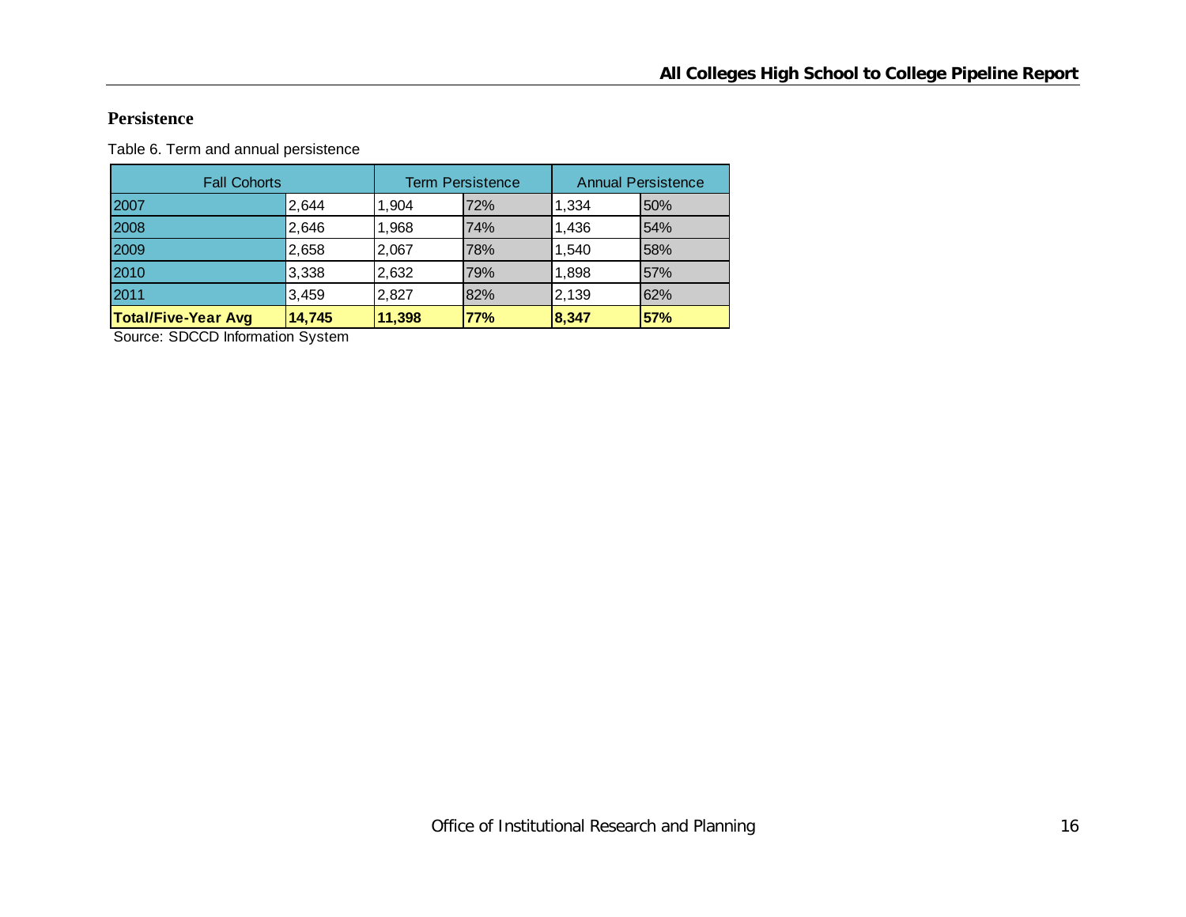## Persistence

Table 6. Term and annual persistence

| Fall Cohorts | | Term Persistence | | Annual Persistence | |
|---|---|---|---|---|---|
| 2007 | 2,644 | 1,904 | 72% | 1,334 | 50% |
| 2008 | 2,646 | 1,968 | 74% | 1,436 | 54% |
| 2009 | 2,658 | 2,067 | 78% | 1,540 | 58% |
| 2010 | 3,338 | 2,632 | 79% | 1,898 | 57% |
| 2011 | 3,459 | 2,827 | 82% | 2,139 | 62% |
| **Total/Five-Year Avg** | **14,745** | **11,398** | **77%** | **8,347** | **57%** |

Source: SDCCD Information System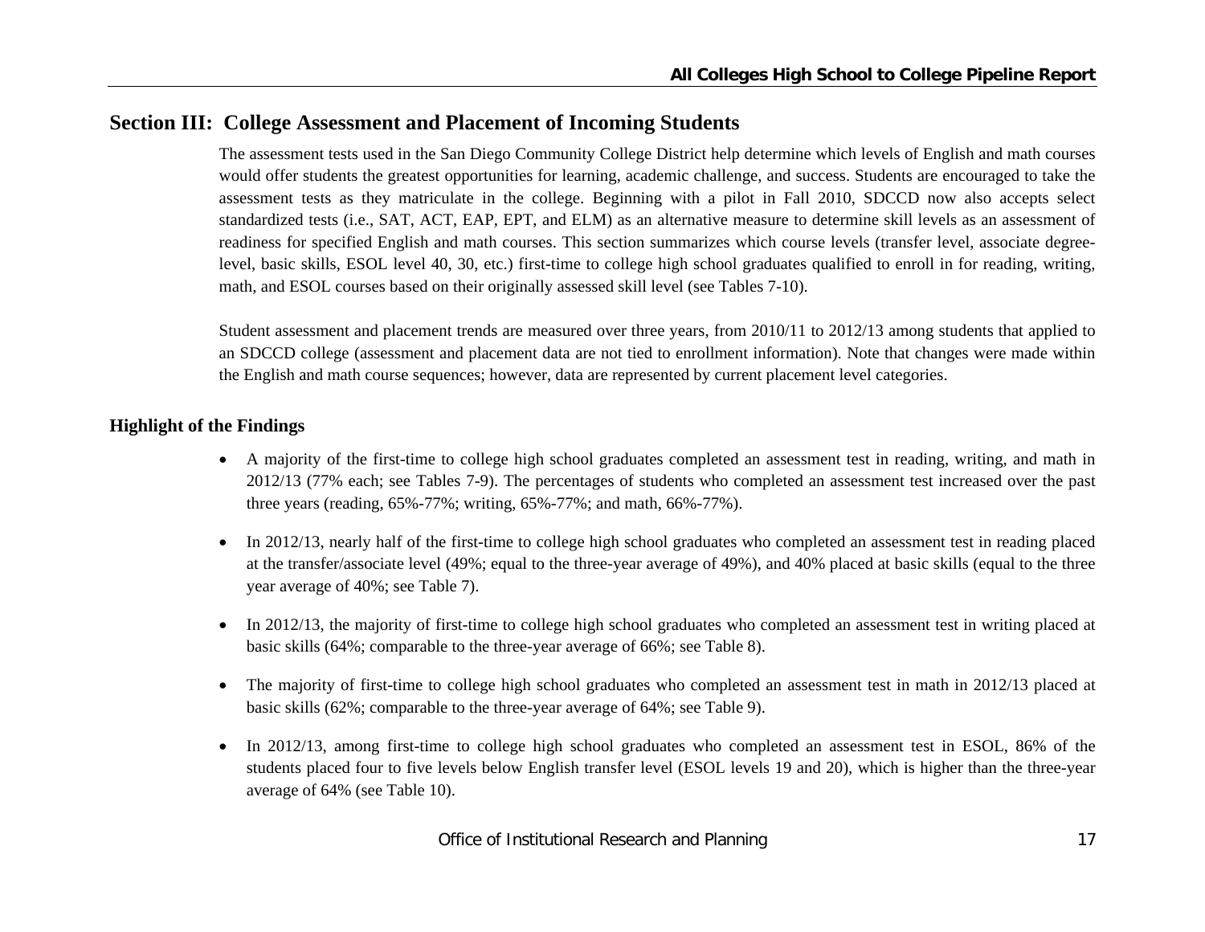## Section III: College Assessment and Placement of Incoming Students

The assessment tests used in the San Diego Community College District help determine which levels of English and math courses would offer students the greatest opportunities for learning, academic challenge, and success. Students are encouraged to take the assessment tests as they matriculate in the college. Beginning with a pilot in Fall 2010, SDCCD now also accepts select standardized tests (i.e., SAT, ACT, EAP, EPT, and ELM) as an alternative measure to determine skill levels as an assessment of readiness for specified English and math courses. This section summarizes which course levels (transfer level, associate degree-level, basic skills, ESOL level 40, 30, etc.) first-time to college high school graduates qualified to enroll in for reading, writing, math, and ESOL courses based on their originally assessed skill level (see Tables 7-10).

Student assessment and placement trends are measured over three years, from 2010/11 to 2012/13 among students that applied to an SDCCD college (assessment and placement data are not tied to enrollment information). Note that changes were made within the English and math course sequences; however, data are represented by current placement level categories.

### Highlight of the Findings

- A majority of the first-time to college high school graduates completed an assessment test in reading, writing, and math in 2012/13 (77% each; see Tables 7-9). The percentages of students who completed an assessment test increased over the past three years (reading, 65%-77%; writing, 65%-77%; and math, 66%-77%).
- In 2012/13, nearly half of the first-time to college high school graduates who completed an assessment test in reading placed at the transfer/associate level (49%; equal to the three-year average of 49%), and 40% placed at basic skills (equal to the three year average of 40%; see Table 7).
- In 2012/13, the majority of first-time to college high school graduates who completed an assessment test in writing placed at basic skills (64%; comparable to the three-year average of 66%; see Table 8).
- The majority of first-time to college high school graduates who completed an assessment test in math in 2012/13 placed at basic skills (62%; comparable to the three-year average of 64%; see Table 9).
- In 2012/13, among first-time to college high school graduates who completed an assessment test in ESOL, 86% of the students placed four to five levels below English transfer level (ESOL levels 19 and 20), which is higher than the three-year average of 64% (see Table 10).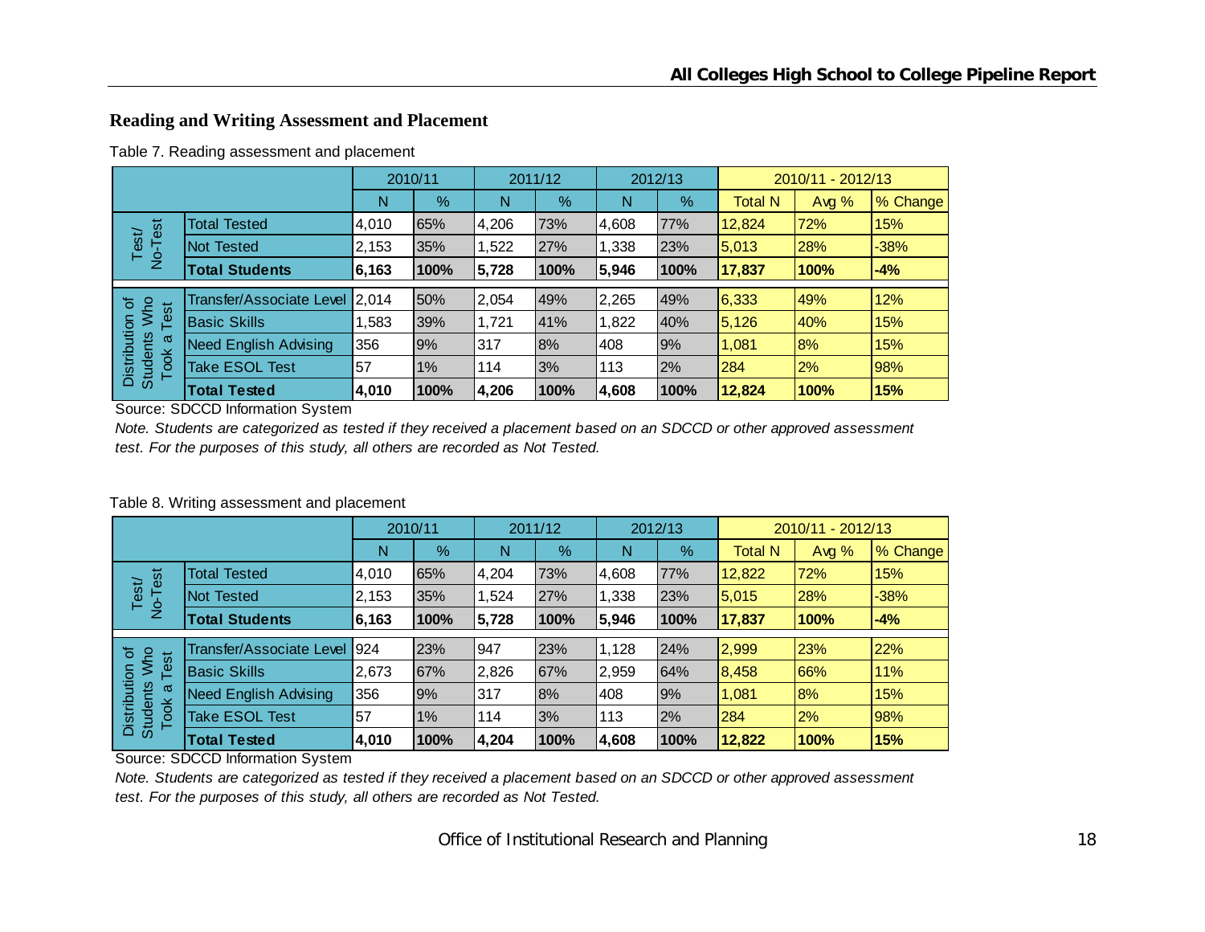## Reading and Writing Assessment and Placement

Table 7. Reading assessment and placement

| | | 2010/11 | | 2011/12 | | 2012/13 | | 2010/11 - 2012/13 | | |
|---|---|---|---|---|---|---|---|---|---|---|
| | | N | % | N | % | N | % | Total N | Avg % | % Change |
| Test/ No-Test | Total Tested | 4,010 | 65% | 4,206 | 73% | 4,608 | 77% | 12,824 | 72% | 15% |
| | Not Tested | 2,153 | 35% | 1,522 | 27% | 1,338 | 23% | 5,013 | 28% | -38% |
| | **Total Students** | **6,163** | **100%** | **5,728** | **100%** | **5,946** | **100%** | **17,837** | **100%** | **-4%** |
| Distribution of Students Who Took a Test | Transfer/Associate Level | 2,014 | 50% | 2,054 | 49% | 2,265 | 49% | 6,333 | 49% | 12% |
| | Basic Skills | 1,583 | 39% | 1,721 | 41% | 1,822 | 40% | 5,126 | 40% | 15% |
| | Need English Advising | 356 | 9% | 317 | 8% | 408 | 9% | 1,081 | 8% | 15% |
| | Take ESOL Test | 57 | 1% | 114 | 3% | 113 | 2% | 284 | 2% | 98% |
| | **Total Tested** | **4,010** | **100%** | **4,206** | **100%** | **4,608** | **100%** | **12,824** | **100%** | **15%** |

Source: SDCCD Information System

*Note. Students are categorized as tested if they received a placement based on an SDCCD or other approved assessment test. For the purposes of this study, all others are recorded as Not Tested.*

Table 8. Writing assessment and placement

| | | 2010/11 | | 2011/12 | | 2012/13 | | 2010/11 - 2012/13 | | |
|---|---|---|---|---|---|---|---|---|---|---|
| | | N | % | N | % | N | % | Total N | Avg % | % Change |
| Test/ No-Test | Total Tested | 4,010 | 65% | 4,204 | 73% | 4,608 | 77% | 12,822 | 72% | 15% |
| | Not Tested | 2,153 | 35% | 1,524 | 27% | 1,338 | 23% | 5,015 | 28% | -38% |
| | **Total Students** | **6,163** | **100%** | **5,728** | **100%** | **5,946** | **100%** | **17,837** | **100%** | **-4%** |
| Distribution of Students Who Took a Test | Transfer/Associate Level | 924 | 23% | 947 | 23% | 1,128 | 24% | 2,999 | 23% | 22% |
| | Basic Skills | 2,673 | 67% | 2,826 | 67% | 2,959 | 64% | 8,458 | 66% | 11% |
| | Need English Advising | 356 | 9% | 317 | 8% | 408 | 9% | 1,081 | 8% | 15% |
| | Take ESOL Test | 57 | 1% | 114 | 3% | 113 | 2% | 284 | 2% | 98% |
| | **Total Tested** | **4,010** | **100%** | **4,204** | **100%** | **4,608** | **100%** | **12,822** | **100%** | **15%** |

Source: SDCCD Information System

*Note. Students are categorized as tested if they received a placement based on an SDCCD or other approved assessment test. For the purposes of this study, all others are recorded as Not Tested.*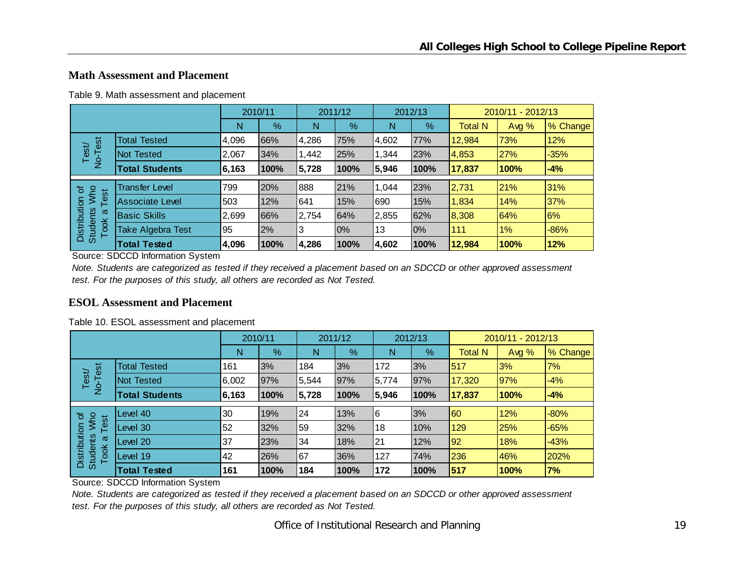## Math Assessment and Placement

Table 9. Math assessment and placement

| | | 2010/11 | | 2011/12 | | 2012/13 | | 2010/11 - 2012/13 | | |
|---|---|---|---|---|---|---|---|---|---|---|
| | | N | % | N | % | N | % | Total N | Avg % | % Change |
| Test/ No-Test | Total Tested | 4,096 | 66% | 4,286 | 75% | 4,602 | 77% | 12,984 | 73% | 12% |
| | Not Tested | 2,067 | 34% | 1,442 | 25% | 1,344 | 23% | 4,853 | 27% | -35% |
| | **Total Students** | **6,163** | **100%** | **5,728** | **100%** | **5,946** | **100%** | **17,837** | **100%** | **-4%** |
| Distribution of Students Who Took a Test | Transfer Level | 799 | 20% | 888 | 21% | 1,044 | 23% | 2,731 | 21% | 31% |
| | Associate Level | 503 | 12% | 641 | 15% | 690 | 15% | 1,834 | 14% | 37% |
| | Basic Skills | 2,699 | 66% | 2,754 | 64% | 2,855 | 62% | 8,308 | 64% | 6% |
| | Take Algebra Test | 95 | 2% | 3 | 0% | 13 | 0% | 111 | 1% | -86% |
| | **Total Tested** | **4,096** | **100%** | **4,286** | **100%** | **4,602** | **100%** | **12,984** | **100%** | **12%** |

Source: SDCCD Information System

*Note. Students are categorized as tested if they received a placement based on an SDCCD or other approved assessment test. For the purposes of this study, all others are recorded as Not Tested.*

## ESOL Assessment and Placement

Table 10. ESOL assessment and placement

| | | 2010/11 | | 2011/12 | | 2012/13 | | 2010/11 - 2012/13 | | |
|---|---|---|---|---|---|---|---|---|---|---|
| | | N | % | N | % | N | % | Total N | Avg % | % Change |
| Test/ No-Test | Total Tested | 161 | 3% | 184 | 3% | 172 | 3% | 517 | 3% | 7% |
| | Not Tested | 6,002 | 97% | 5,544 | 97% | 5,774 | 97% | 17,320 | 97% | -4% |
| | **Total Students** | **6,163** | **100%** | **5,728** | **100%** | **5,946** | **100%** | **17,837** | **100%** | **-4%** |
| Distribution of Students Who Took a Test | Level 40 | 30 | 19% | 24 | 13% | 6 | 3% | 60 | 12% | -80% |
| | Level 30 | 52 | 32% | 59 | 32% | 18 | 10% | 129 | 25% | -65% |
| | Level 20 | 37 | 23% | 34 | 18% | 21 | 12% | 92 | 18% | -43% |
| | Level 19 | 42 | 26% | 67 | 36% | 127 | 74% | 236 | 46% | 202% |
| | **Total Tested** | **161** | **100%** | **184** | **100%** | **172** | **100%** | **517** | **100%** | **7%** |

Source: SDCCD Information System

*Note. Students are categorized as tested if they received a placement based on an SDCCD or other approved assessment test. For the purposes of this study, all others are recorded as Not Tested.*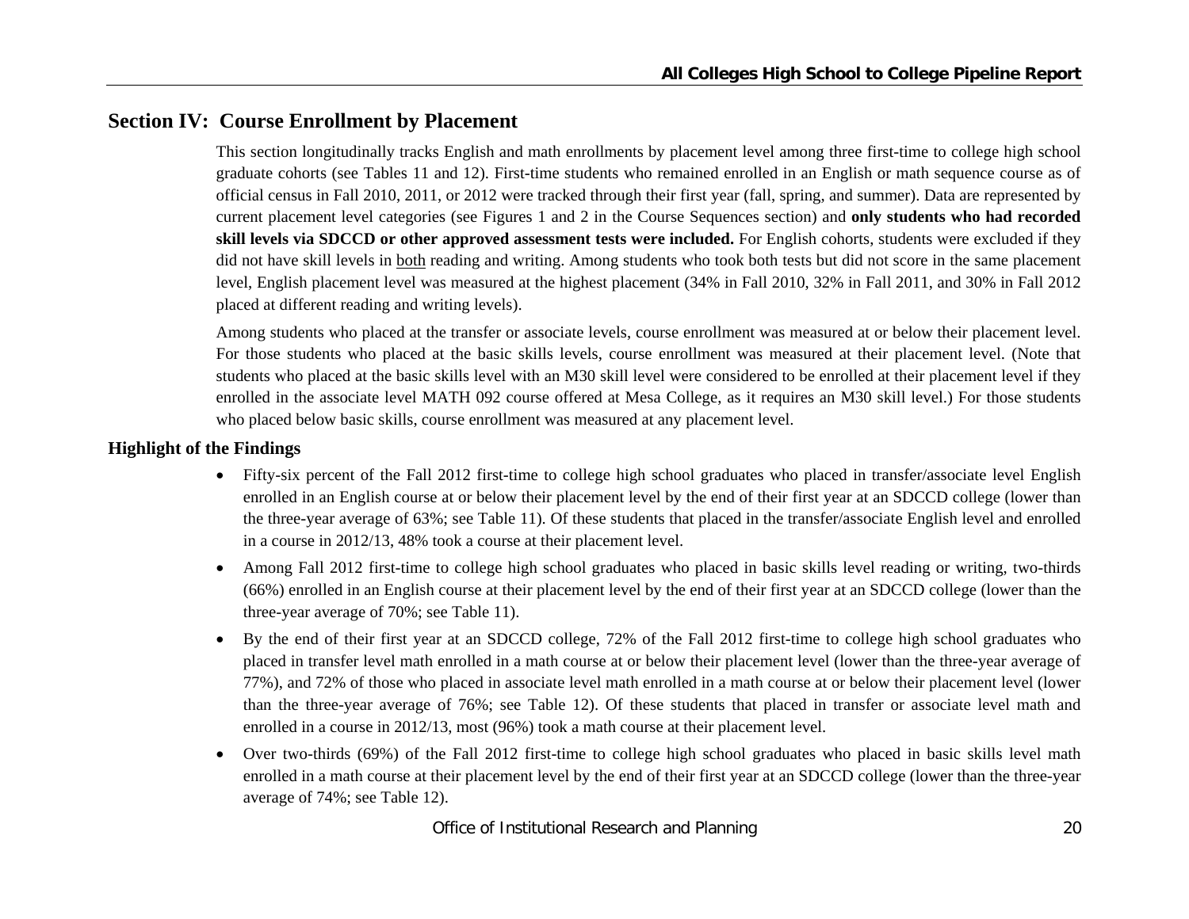## Section IV: Course Enrollment by Placement

This section longitudinally tracks English and math enrollments by placement level among three first-time to college high school graduate cohorts (see Tables 11 and 12). First-time students who remained enrolled in an English or math sequence course as of official census in Fall 2010, 2011, or 2012 were tracked through their first year (fall, spring, and summer). Data are represented by current placement level categories (see Figures 1 and 2 in the Course Sequences section) and **only students who had recorded skill levels via SDCCD or other approved assessment tests were included.** For English cohorts, students were excluded if they did not have skill levels in both reading and writing. Among students who took both tests but did not score in the same placement level, English placement level was measured at the highest placement (34% in Fall 2010, 32% in Fall 2011, and 30% in Fall 2012 placed at different reading and writing levels).

Among students who placed at the transfer or associate levels, course enrollment was measured at or below their placement level. For those students who placed at the basic skills levels, course enrollment was measured at their placement level. (Note that students who placed at the basic skills level with an M30 skill level were considered to be enrolled at their placement level if they enrolled in the associate level MATH 092 course offered at Mesa College, as it requires an M30 skill level.) For those students who placed below basic skills, course enrollment was measured at any placement level.

### Highlight of the Findings

- Fifty-six percent of the Fall 2012 first-time to college high school graduates who placed in transfer/associate level English enrolled in an English course at or below their placement level by the end of their first year at an SDCCD college (lower than the three-year average of 63%; see Table 11). Of these students that placed in the transfer/associate English level and enrolled in a course in 2012/13, 48% took a course at their placement level.
- Among Fall 2012 first-time to college high school graduates who placed in basic skills level reading or writing, two-thirds (66%) enrolled in an English course at their placement level by the end of their first year at an SDCCD college (lower than the three-year average of 70%; see Table 11).
- By the end of their first year at an SDCCD college, 72% of the Fall 2012 first-time to college high school graduates who placed in transfer level math enrolled in a math course at or below their placement level (lower than the three-year average of 77%), and 72% of those who placed in associate level math enrolled in a math course at or below their placement level (lower than the three-year average of 76%; see Table 12). Of these students that placed in transfer or associate level math and enrolled in a course in 2012/13, most (96%) took a math course at their placement level.
- Over two-thirds (69%) of the Fall 2012 first-time to college high school graduates who placed in basic skills level math enrolled in a math course at their placement level by the end of their first year at an SDCCD college (lower than the three-year average of 74%; see Table 12).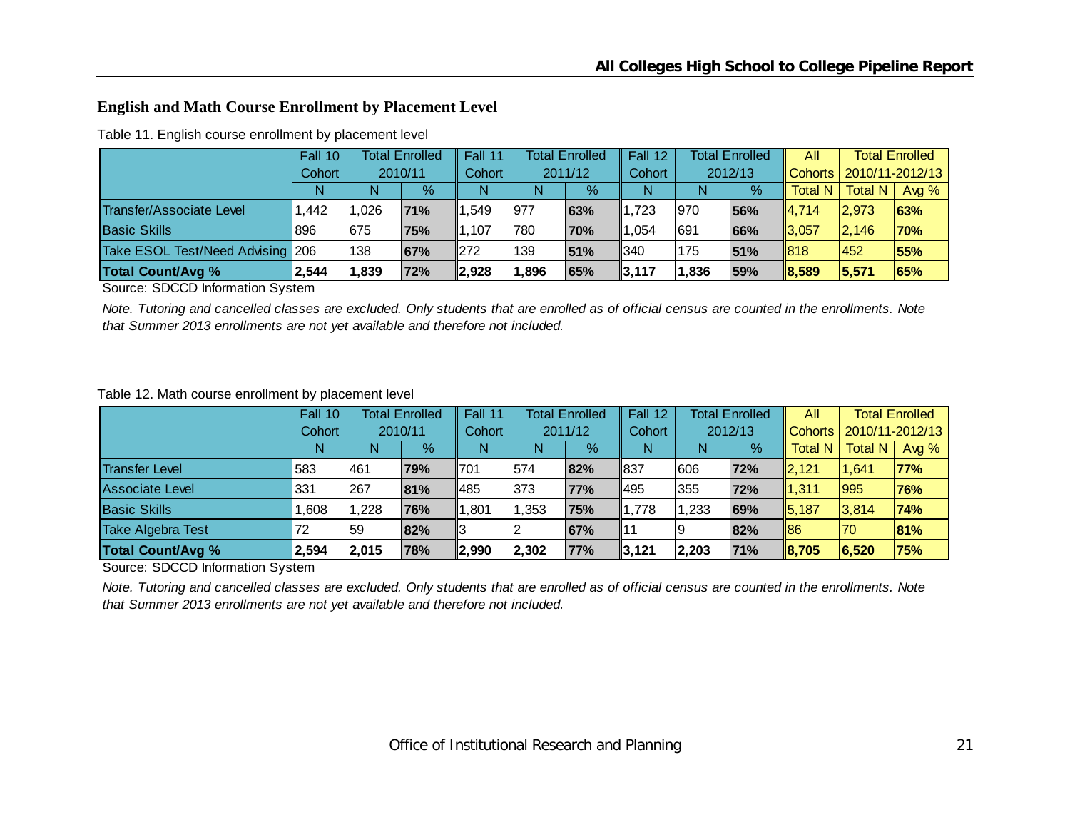## English and Math Course Enrollment by Placement Level

Table 11. English course enrollment by placement level

| | Fall 10 Cohort | Total Enrolled 2010/11 | | Fall 11 Cohort | Total Enrolled 2011/12 | | Fall 12 Cohort | Total Enrolled 2012/13 | | All Cohorts | Total Enrolled 2010/11-2012/13 | |
|---|---|---|---|---|---|---|---|---|---|---|---|---|
| | N | N | % | N | N | % | N | N | % | Total N | Total N | Avg % |
| Transfer/Associate Level | 1,442 | 1,026 | **71%** | 1,549 | 977 | **63%** | 1,723 | 970 | **56%** | 4,714 | 2,973 | **63%** |
| Basic Skills | 896 | 675 | **75%** | 1,107 | 780 | **70%** | 1,054 | 691 | **66%** | 3,057 | 2,146 | **70%** |
| Take ESOL Test/Need Advising | 206 | 138 | **67%** | 272 | 139 | **51%** | 340 | 175 | **51%** | 818 | 452 | **55%** |
| **Total Count/Avg %** | **2,544** | **1,839** | **72%** | **2,928** | **1,896** | **65%** | **3,117** | **1,836** | **59%** | **8,589** | **5,571** | **65%** |

Source: SDCCD Information System

*Note. Tutoring and cancelled classes are excluded. Only students that are enrolled as of official census are counted in the enrollments. Note that Summer 2013 enrollments are not yet available and therefore not included.*

Table 12. Math course enrollment by placement level

| | Fall 10 Cohort | Total Enrolled 2010/11 | | Fall 11 Cohort | Total Enrolled 2011/12 | | Fall 12 Cohort | Total Enrolled 2012/13 | | All Cohorts | Total Enrolled 2010/11-2012/13 | |
|---|---|---|---|---|---|---|---|---|---|---|---|---|
| | N | N | % | N | N | % | N | N | % | Total N | Total N | Avg % |
| Transfer Level | 583 | 461 | **79%** | 701 | 574 | **82%** | 837 | 606 | **72%** | 2,121 | 1,641 | **77%** |
| Associate Level | 331 | 267 | **81%** | 485 | 373 | **77%** | 495 | 355 | **72%** | 1,311 | 995 | **76%** |
| Basic Skills | 1,608 | 1,228 | **76%** | 1,801 | 1,353 | **75%** | 1,778 | 1,233 | **69%** | 5,187 | 3,814 | **74%** |
| Take Algebra Test | 72 | 59 | **82%** | 3 | 2 | **67%** | 11 | 9 | **82%** | 86 | 70 | **81%** |
| **Total Count/Avg %** | **2,594** | **2,015** | **78%** | **2,990** | **2,302** | **77%** | **3,121** | **2,203** | **71%** | **8,705** | **6,520** | **75%** |

Source: SDCCD Information System

*Note. Tutoring and cancelled classes are excluded. Only students that are enrolled as of official census are counted in the enrollments. Note that Summer 2013 enrollments are not yet available and therefore not included.*